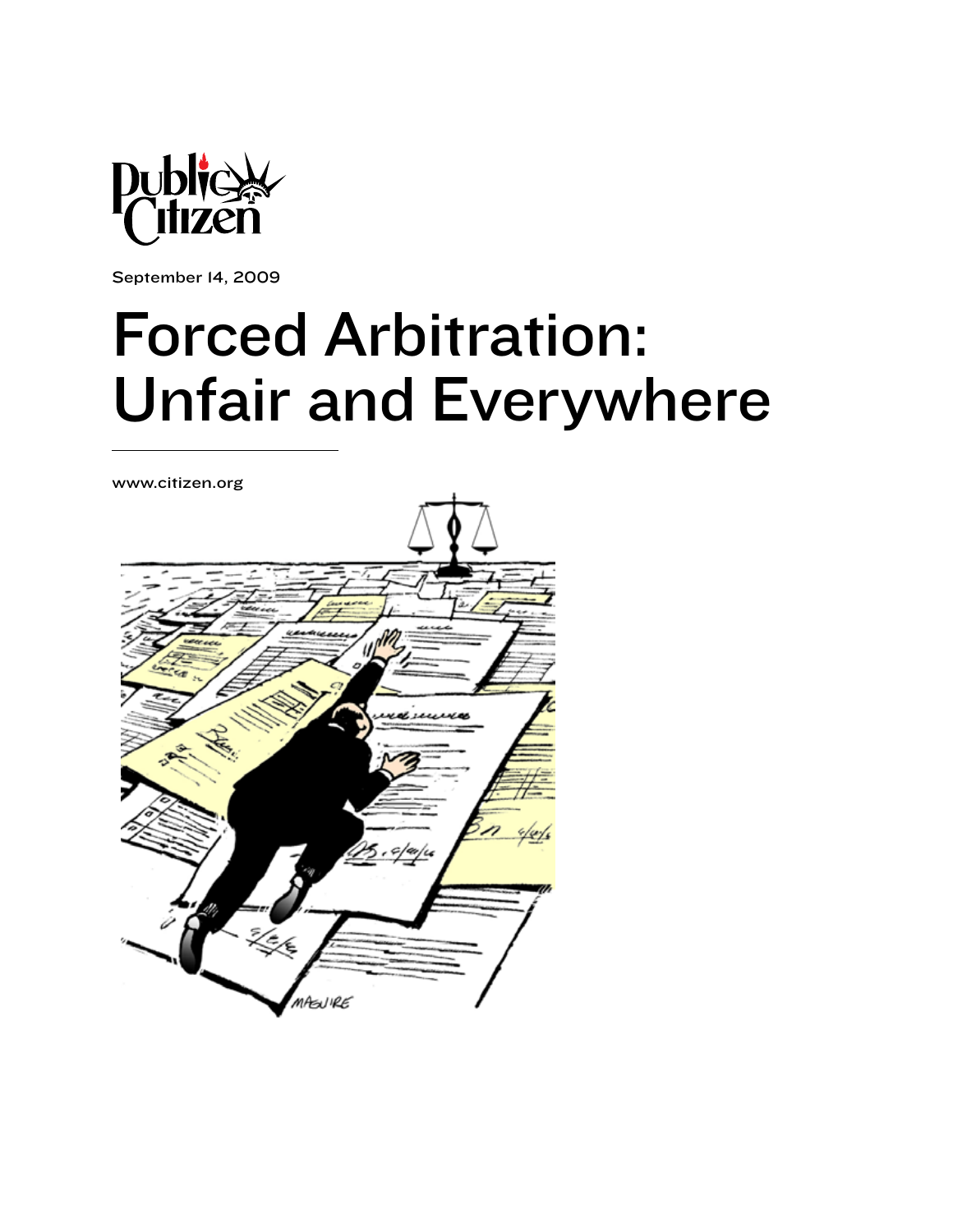Public Citizen

September 14, 2009

# Forced Arbitration: Unfair and Everywhere

www.citizen.org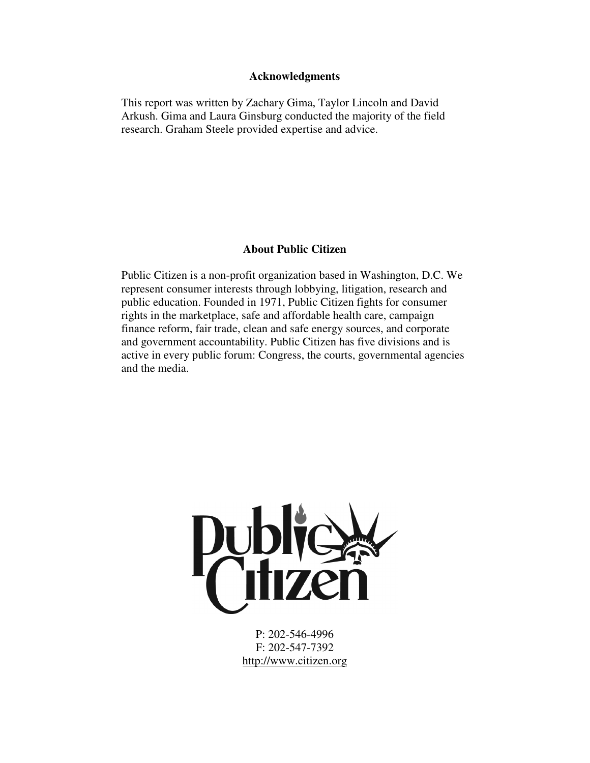## Acknowledgments

This report was written by Zachary Gima, Taylor Lincoln and David Arkush. Gima and Laura Ginsburg conducted the majority of the field research. Graham Steele provided expertise and advice.

## About Public Citizen

Public Citizen is a non-profit organization based in Washington, D.C. We represent consumer interests through lobbying, litigation, research and public education. Founded in 1971, Public Citizen fights for consumer rights in the marketplace, safe and affordable health care, campaign finance reform, fair trade, clean and safe energy sources, and corporate and government accountability. Public Citizen has five divisions and is active in every public forum: Congress, the courts, governmental agencies and the media.

Public Citizen

P: 202-546-4996
F: 202-547-7392
http://www.citizen.org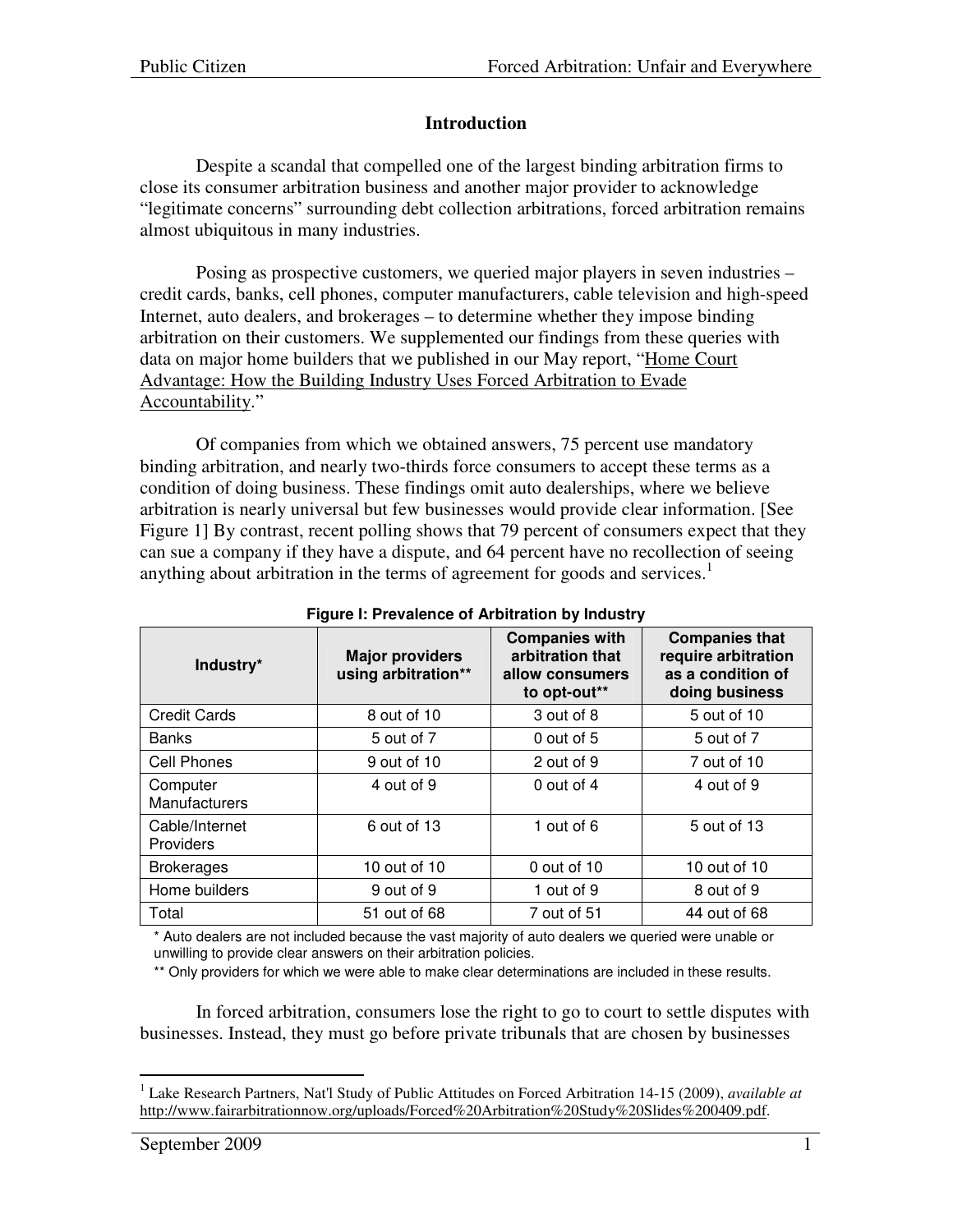## Introduction

Despite a scandal that compelled one of the largest binding arbitration firms to close its consumer arbitration business and another major provider to acknowledge "legitimate concerns" surrounding debt collection arbitrations, forced arbitration remains almost ubiquitous in many industries.

Posing as prospective customers, we queried major players in seven industries – credit cards, banks, cell phones, computer manufacturers, cable television and high-speed Internet, auto dealers, and brokerages – to determine whether they impose binding arbitration on their customers. We supplemented our findings from these queries with data on major home builders that we published in our May report, "Home Court Advantage: How the Building Industry Uses Forced Arbitration to Evade Accountability."

Of companies from which we obtained answers, 75 percent use mandatory binding arbitration, and nearly two-thirds force consumers to accept these terms as a condition of doing business. These findings omit auto dealerships, where we believe arbitration is nearly universal but few businesses would provide clear information. [See Figure 1] By contrast, recent polling shows that 79 percent of consumers expect that they can sue a company if they have a dispute, and 64 percent have no recollection of seeing anything about arbitration in the terms of agreement for goods and services.[1]

**Figure I: Prevalence of Arbitration by Industry**

| Industry* | Major providers using arbitration** | Companies with arbitration that allow consumers to opt-out** | Companies that require arbitration as a condition of doing business |
|---|---|---|---|
| Credit Cards | 8 out of 10 | 3 out of 8 | 5 out of 10 |
| Banks | 5 out of 7 | 0 out of 5 | 5 out of 7 |
| Cell Phones | 9 out of 10 | 2 out of 9 | 7 out of 10 |
| Computer Manufacturers | 4 out of 9 | 0 out of 4 | 4 out of 9 |
| Cable/Internet Providers | 6 out of 13 | 1 out of 6 | 5 out of 13 |
| Brokerages | 10 out of 10 | 0 out of 10 | 10 out of 10 |
| Home builders | 9 out of 9 | 1 out of 9 | 8 out of 9 |
| Total | 51 out of 68 | 7 out of 51 | 44 out of 68 |

\* Auto dealers are not included because the vast majority of auto dealers we queried were unable or unwilling to provide clear answers on their arbitration policies.

\*\* Only providers for which we were able to make clear determinations are included in these results.

In forced arbitration, consumers lose the right to go to court to settle disputes with businesses. Instead, they must go before private tribunals that are chosen by businesses

[1] Lake Research Partners, Nat'l Study of Public Attitudes on Forced Arbitration 14-15 (2009), *available at* http://www.fairarbitrationnow.org/uploads/Forced%20Arbitration%20Study%20Slides%200409.pdf.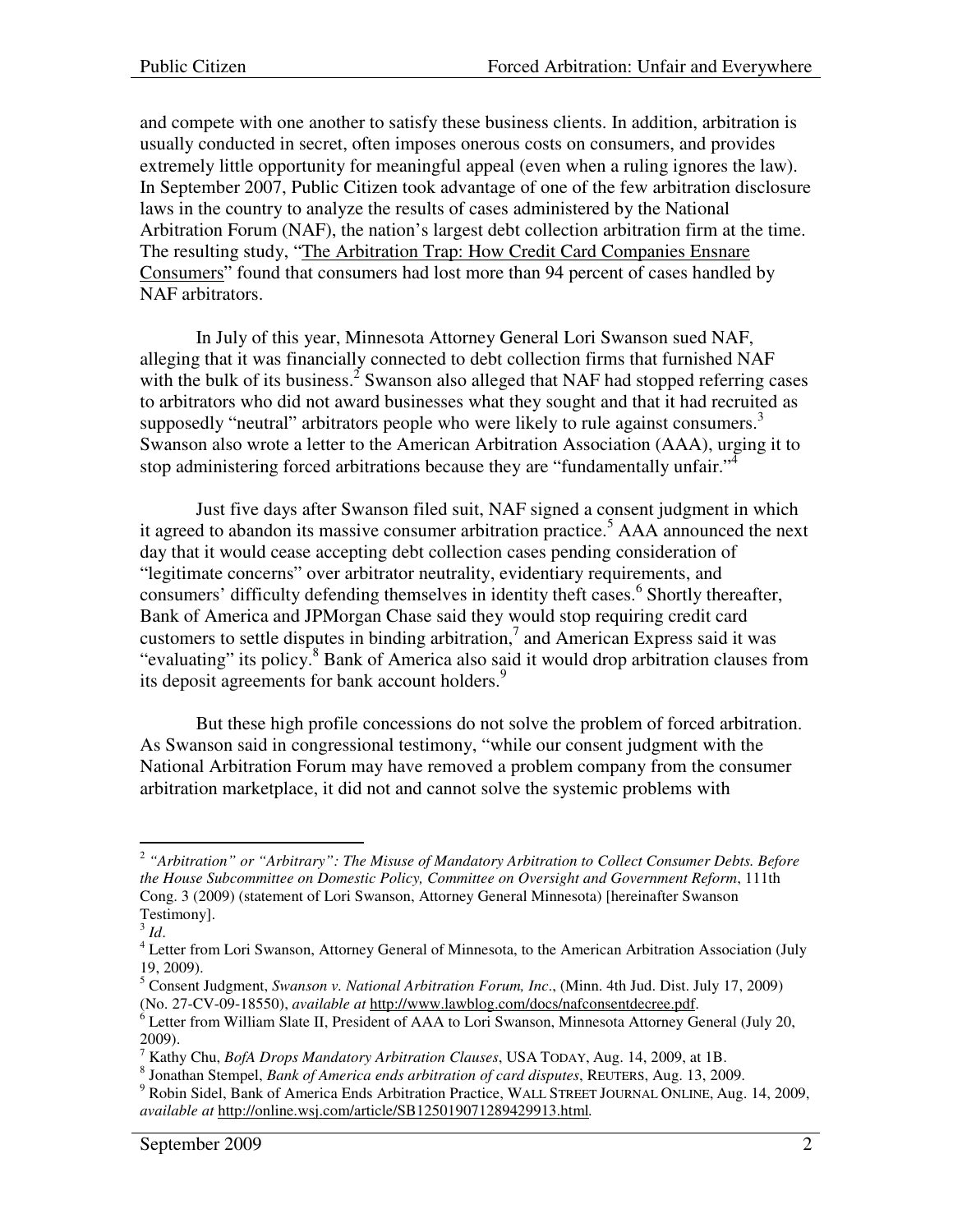and compete with one another to satisfy these business clients. In addition, arbitration is usually conducted in secret, often imposes onerous costs on consumers, and provides extremely little opportunity for meaningful appeal (even when a ruling ignores the law). In September 2007, Public Citizen took advantage of one of the few arbitration disclosure laws in the country to analyze the results of cases administered by the National Arbitration Forum (NAF), the nation's largest debt collection arbitration firm at the time. The resulting study, "The Arbitration Trap: How Credit Card Companies Ensnare Consumers" found that consumers had lost more than 94 percent of cases handled by NAF arbitrators.

In July of this year, Minnesota Attorney General Lori Swanson sued NAF, alleging that it was financially connected to debt collection firms that furnished NAF with the bulk of its business.[2] Swanson also alleged that NAF had stopped referring cases to arbitrators who did not award businesses what they sought and that it had recruited as supposedly "neutral" arbitrators people who were likely to rule against consumers.[3] Swanson also wrote a letter to the American Arbitration Association (AAA), urging it to stop administering forced arbitrations because they are "fundamentally unfair."[4]

Just five days after Swanson filed suit, NAF signed a consent judgment in which it agreed to abandon its massive consumer arbitration practice.[5] AAA announced the next day that it would cease accepting debt collection cases pending consideration of "legitimate concerns" over arbitrator neutrality, evidentiary requirements, and consumers' difficulty defending themselves in identity theft cases.[6] Shortly thereafter, Bank of America and JPMorgan Chase said they would stop requiring credit card customers to settle disputes in binding arbitration,[7] and American Express said it was "evaluating" its policy.[8] Bank of America also said it would drop arbitration clauses from its deposit agreements for bank account holders.[9]

But these high profile concessions do not solve the problem of forced arbitration. As Swanson said in congressional testimony, "while our consent judgment with the National Arbitration Forum may have removed a problem company from the consumer arbitration marketplace, it did not and cannot solve the systemic problems with

---

[2] *"Arbitration" or "Arbitrary": The Misuse of Mandatory Arbitration to Collect Consumer Debts. Before the House Subcommittee on Domestic Policy, Committee on Oversight and Government Reform*, 111th Cong. 3 (2009) (statement of Lori Swanson, Attorney General Minnesota) [hereinafter Swanson Testimony].

[3] *Id*.

[4] Letter from Lori Swanson, Attorney General of Minnesota, to the American Arbitration Association (July 19, 2009).

[5] Consent Judgment, *Swanson v. National Arbitration Forum, Inc*., (Minn. 4th Jud. Dist. July 17, 2009) (No. 27-CV-09-18550), *available at* http://www.lawblog.com/docs/nafconsentdecree.pdf.

[6] Letter from William Slate II, President of AAA to Lori Swanson, Minnesota Attorney General (July 20, 2009).

[7] Kathy Chu, *BofA Drops Mandatory Arbitration Clauses*, USA TODAY, Aug. 14, 2009, at 1B.

[8] Jonathan Stempel, *Bank of America ends arbitration of card disputes*, REUTERS, Aug. 13, 2009.

[9] Robin Sidel, Bank of America Ends Arbitration Practice, WALL STREET JOURNAL ONLINE, Aug. 14, 2009, *available at* http://online.wsj.com/article/SB125019071289429913.html.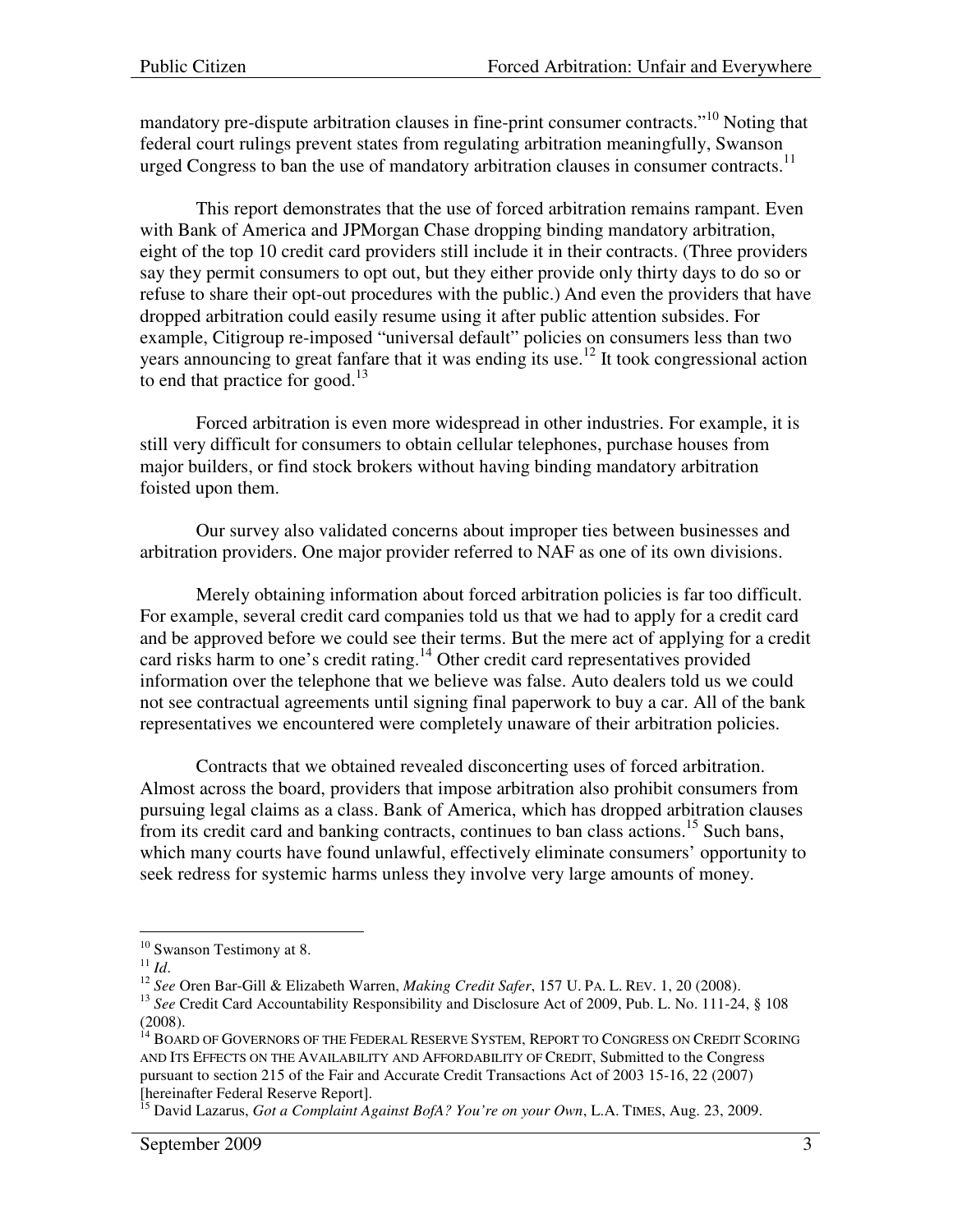mandatory pre-dispute arbitration clauses in fine-print consumer contracts."[10] Noting that federal court rulings prevent states from regulating arbitration meaningfully, Swanson urged Congress to ban the use of mandatory arbitration clauses in consumer contracts.[11]

This report demonstrates that the use of forced arbitration remains rampant. Even with Bank of America and JPMorgan Chase dropping binding mandatory arbitration, eight of the top 10 credit card providers still include it in their contracts. (Three providers say they permit consumers to opt out, but they either provide only thirty days to do so or refuse to share their opt-out procedures with the public.) And even the providers that have dropped arbitration could easily resume using it after public attention subsides. For example, Citigroup re-imposed "universal default" policies on consumers less than two years announcing to great fanfare that it was ending its use.[12] It took congressional action to end that practice for good.[13]

Forced arbitration is even more widespread in other industries. For example, it is still very difficult for consumers to obtain cellular telephones, purchase houses from major builders, or find stock brokers without having binding mandatory arbitration foisted upon them.

Our survey also validated concerns about improper ties between businesses and arbitration providers. One major provider referred to NAF as one of its own divisions.

Merely obtaining information about forced arbitration policies is far too difficult. For example, several credit card companies told us that we had to apply for a credit card and be approved before we could see their terms. But the mere act of applying for a credit card risks harm to one's credit rating.[14] Other credit card representatives provided information over the telephone that we believe was false. Auto dealers told us we could not see contractual agreements until signing final paperwork to buy a car. All of the bank representatives we encountered were completely unaware of their arbitration policies.

Contracts that we obtained revealed disconcerting uses of forced arbitration. Almost across the board, providers that impose arbitration also prohibit consumers from pursuing legal claims as a class. Bank of America, which has dropped arbitration clauses from its credit card and banking contracts, continues to ban class actions.[15] Such bans, which many courts have found unlawful, effectively eliminate consumers' opportunity to seek redress for systemic harms unless they involve very large amounts of money.

---

[10] Swanson Testimony at 8.

[11] *Id*.

[12] *See* Oren Bar-Gill & Elizabeth Warren, *Making Credit Safer*, 157 U. PA. L. REV. 1, 20 (2008).

[13] *See* Credit Card Accountability Responsibility and Disclosure Act of 2009, Pub. L. No. 111-24, § 108 (2008).

[14] BOARD OF GOVERNORS OF THE FEDERAL RESERVE SYSTEM, REPORT TO CONGRESS ON CREDIT SCORING AND ITS EFFECTS ON THE AVAILABILITY AND AFFORDABILITY OF CREDIT, Submitted to the Congress pursuant to section 215 of the Fair and Accurate Credit Transactions Act of 2003 15-16, 22 (2007) [hereinafter Federal Reserve Report].

[15] David Lazarus, *Got a Complaint Against BofA? You're on your Own*, L.A. TIMES, Aug. 23, 2009.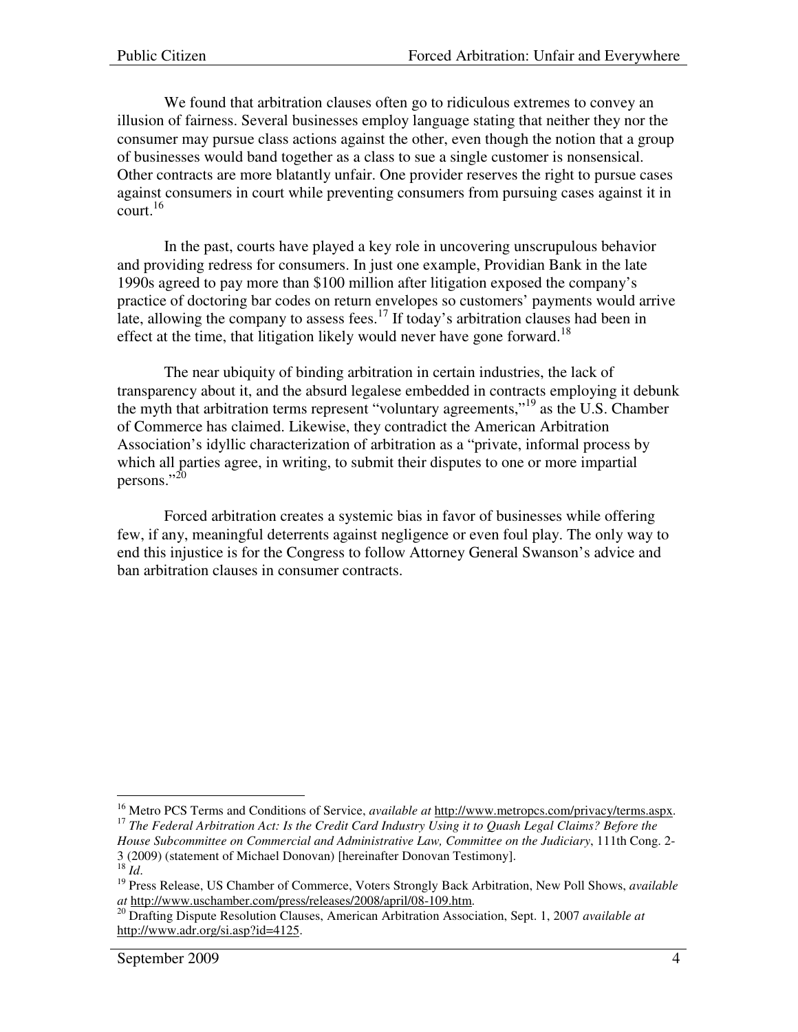We found that arbitration clauses often go to ridiculous extremes to convey an illusion of fairness. Several businesses employ language stating that neither they nor the consumer may pursue class actions against the other, even though the notion that a group of businesses would band together as a class to sue a single customer is nonsensical. Other contracts are more blatantly unfair. One provider reserves the right to pursue cases against consumers in court while preventing consumers from pursuing cases against it in court.[16]

In the past, courts have played a key role in uncovering unscrupulous behavior and providing redress for consumers. In just one example, Providian Bank in the late 1990s agreed to pay more than $100 million after litigation exposed the company's practice of doctoring bar codes on return envelopes so customers' payments would arrive late, allowing the company to assess fees.[17] If today's arbitration clauses had been in effect at the time, that litigation likely would never have gone forward.[18]

The near ubiquity of binding arbitration in certain industries, the lack of transparency about it, and the absurd legalese embedded in contracts employing it debunk the myth that arbitration terms represent "voluntary agreements,"[19] as the U.S. Chamber of Commerce has claimed. Likewise, they contradict the American Arbitration Association's idyllic characterization of arbitration as a "private, informal process by which all parties agree, in writing, to submit their disputes to one or more impartial persons."[20]

Forced arbitration creates a systemic bias in favor of businesses while offering few, if any, meaningful deterrents against negligence or even foul play. The only way to end this injustice is for the Congress to follow Attorney General Swanson's advice and ban arbitration clauses in consumer contracts.

---

[16] Metro PCS Terms and Conditions of Service, *available at* http://www.metropcs.com/privacy/terms.aspx.

[17] *The Federal Arbitration Act: Is the Credit Card Industry Using it to Quash Legal Claims? Before the House Subcommittee on Commercial and Administrative Law, Committee on the Judiciary*, 111th Cong. 2-3 (2009) (statement of Michael Donovan) [hereinafter Donovan Testimony].

[18] *Id*.

[19] Press Release, US Chamber of Commerce, Voters Strongly Back Arbitration, New Poll Shows, *available at* http://www.uschamber.com/press/releases/2008/april/08-109.htm.

[20] Drafting Dispute Resolution Clauses, American Arbitration Association, Sept. 1, 2007 *available at* http://www.adr.org/si.asp?id=4125.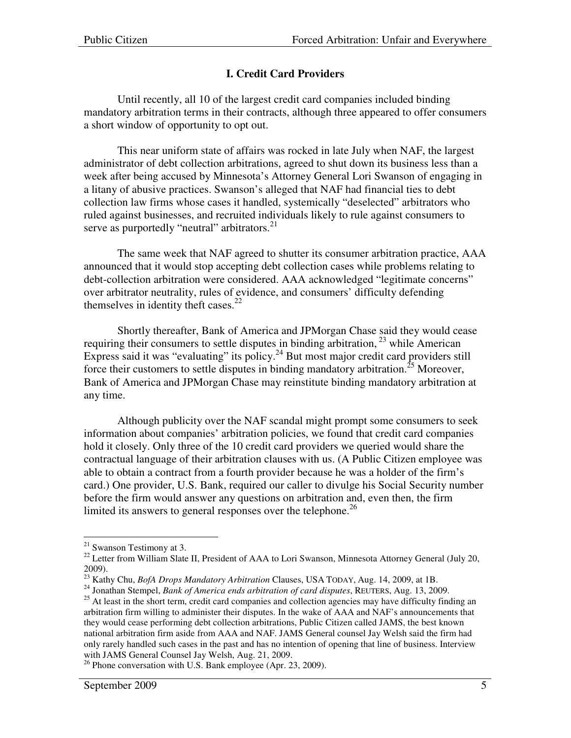## I. Credit Card Providers

Until recently, all 10 of the largest credit card companies included binding mandatory arbitration terms in their contracts, although three appeared to offer consumers a short window of opportunity to opt out.

This near uniform state of affairs was rocked in late July when NAF, the largest administrator of debt collection arbitrations, agreed to shut down its business less than a week after being accused by Minnesota's Attorney General Lori Swanson of engaging in a litany of abusive practices. Swanson's alleged that NAF had financial ties to debt collection law firms whose cases it handled, systemically "deselected" arbitrators who ruled against businesses, and recruited individuals likely to rule against consumers to serve as purportedly "neutral" arbitrators.[21]

The same week that NAF agreed to shutter its consumer arbitration practice, AAA announced that it would stop accepting debt collection cases while problems relating to debt-collection arbitration were considered. AAA acknowledged "legitimate concerns" over arbitrator neutrality, rules of evidence, and consumers' difficulty defending themselves in identity theft cases.[22]

Shortly thereafter, Bank of America and JPMorgan Chase said they would cease requiring their consumers to settle disputes in binding arbitration,[23] while American Express said it was "evaluating" its policy.[24] But most major credit card providers still force their customers to settle disputes in binding mandatory arbitration.[25] Moreover, Bank of America and JPMorgan Chase may reinstitute binding mandatory arbitration at any time.

Although publicity over the NAF scandal might prompt some consumers to seek information about companies' arbitration policies, we found that credit card companies hold it closely. Only three of the 10 credit card providers we queried would share the contractual language of their arbitration clauses with us. (A Public Citizen employee was able to obtain a contract from a fourth provider because he was a holder of the firm's card.) One provider, U.S. Bank, required our caller to divulge his Social Security number before the firm would answer any questions on arbitration and, even then, the firm limited its answers to general responses over the telephone.[26]

---

[21] Swanson Testimony at 3.

[22] Letter from William Slate II, President of AAA to Lori Swanson, Minnesota Attorney General (July 20, 2009).

[23] Kathy Chu, *BofA Drops Mandatory Arbitration* Clauses, USA TODAY, Aug. 14, 2009, at 1B.

[24] Jonathan Stempel, *Bank of America ends arbitration of card disputes*, REUTERS, Aug. 13, 2009.

[25] At least in the short term, credit card companies and collection agencies may have difficulty finding an arbitration firm willing to administer their disputes. In the wake of AAA and NAF's announcements that they would cease performing debt collection arbitrations, Public Citizen called JAMS, the best known national arbitration firm aside from AAA and NAF. JAMS General counsel Jay Welsh said the firm had only rarely handled such cases in the past and has no intention of opening that line of business. Interview with JAMS General Counsel Jay Welsh, Aug. 21, 2009.

[26] Phone conversation with U.S. Bank employee (Apr. 23, 2009).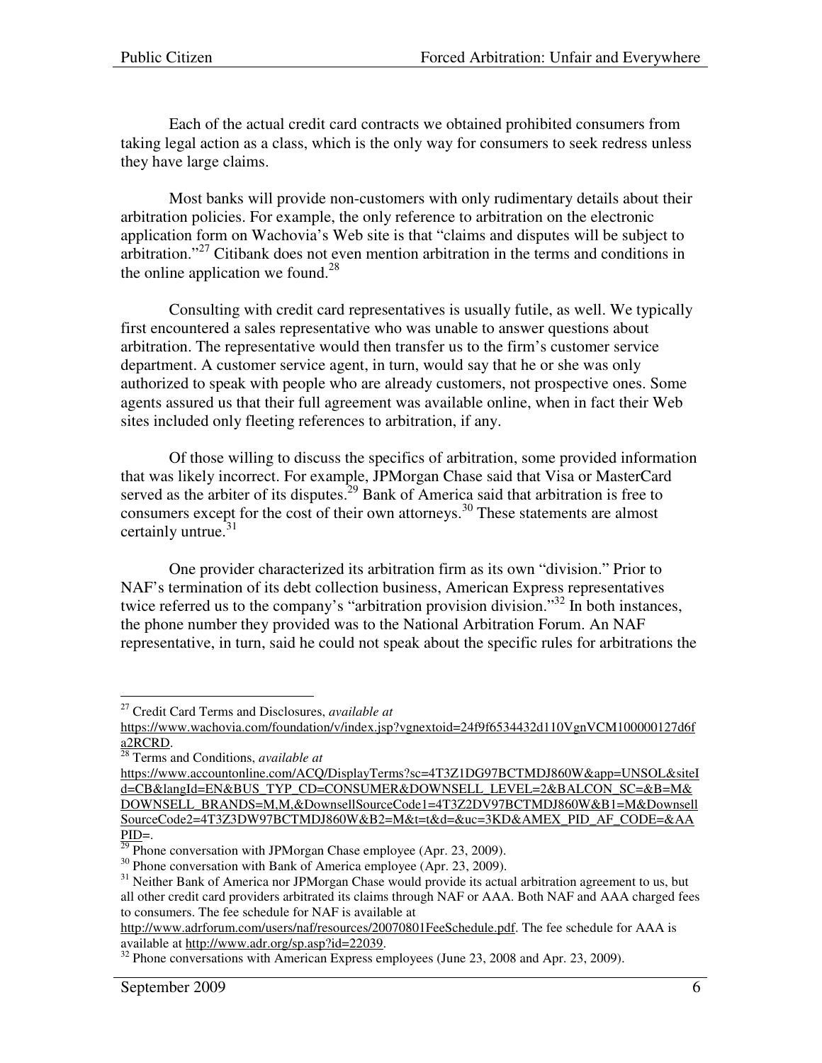Each of the actual credit card contracts we obtained prohibited consumers from taking legal action as a class, which is the only way for consumers to seek redress unless they have large claims.

Most banks will provide non-customers with only rudimentary details about their arbitration policies. For example, the only reference to arbitration on the electronic application form on Wachovia's Web site is that "claims and disputes will be subject to arbitration."[27] Citibank does not even mention arbitration in the terms and conditions in the online application we found.[28]

Consulting with credit card representatives is usually futile, as well. We typically first encountered a sales representative who was unable to answer questions about arbitration. The representative would then transfer us to the firm's customer service department. A customer service agent, in turn, would say that he or she was only authorized to speak with people who are already customers, not prospective ones. Some agents assured us that their full agreement was available online, when in fact their Web sites included only fleeting references to arbitration, if any.

Of those willing to discuss the specifics of arbitration, some provided information that was likely incorrect. For example, JPMorgan Chase said that Visa or MasterCard served as the arbiter of its disputes.[29] Bank of America said that arbitration is free to consumers except for the cost of their own attorneys.[30] These statements are almost certainly untrue.[31]

One provider characterized its arbitration firm as its own "division." Prior to NAF's termination of its debt collection business, American Express representatives twice referred us to the company's "arbitration provision division."[32] In both instances, the phone number they provided was to the National Arbitration Forum. An NAF representative, in turn, said he could not speak about the specific rules for arbitrations the

---

[27] Credit Card Terms and Disclosures, *available at* https://www.wachovia.com/foundation/v/index.jsp?vgnextoid=24f9f6534432d110VgnVCM100000127d6fa2RCRD.

[28] Terms and Conditions, *available at* https://www.accountonline.com/ACQ/DisplayTerms?sc=4T3Z1DG97BCTMDJ860W&app=UNSOL&siteId=CB&langId=EN&BUS_TYP_CD=CONSUMER&DOWNSELL_LEVEL=2&BALCON_SC=&B=M&DOWNSELL_BRANDS=M,M,&DownsellSourceCode1=4T3Z2DV97BCTMDJ860W&B1=M&DownsellSourceCode2=4T3Z3DW97BCTMDJ860W&B2=M&t=t&d=&uc=3KD&AMEX_PID_AF_CODE=&AAPID=.

[29] Phone conversation with JPMorgan Chase employee (Apr. 23, 2009).

[30] Phone conversation with Bank of America employee (Apr. 23, 2009).

[31] Neither Bank of America nor JPMorgan Chase would provide its actual arbitration agreement to us, but all other credit card providers arbitrated its claims through NAF or AAA. Both NAF and AAA charged fees to consumers. The fee schedule for NAF is available at http://www.adrforum.com/users/naf/resources/20070801FeeSchedule.pdf. The fee schedule for AAA is available at http://www.adr.org/sp.asp?id=22039.

[32] Phone conversations with American Express employees (June 23, 2008 and Apr. 23, 2009).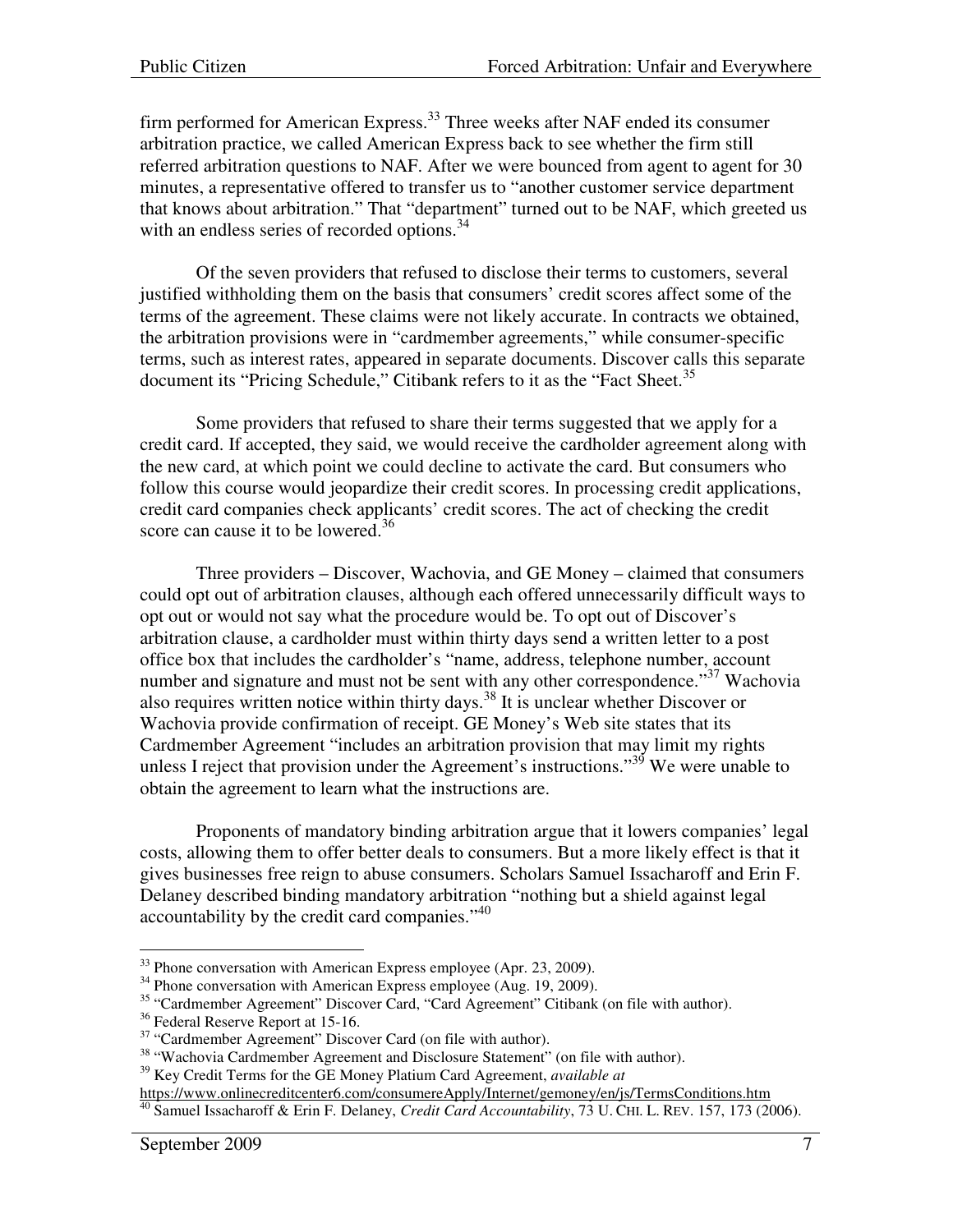firm performed for American Express.[33] Three weeks after NAF ended its consumer arbitration practice, we called American Express back to see whether the firm still referred arbitration questions to NAF. After we were bounced from agent to agent for 30 minutes, a representative offered to transfer us to "another customer service department that knows about arbitration." That "department" turned out to be NAF, which greeted us with an endless series of recorded options.[34]

Of the seven providers that refused to disclose their terms to customers, several justified withholding them on the basis that consumers' credit scores affect some of the terms of the agreement. These claims were not likely accurate. In contracts we obtained, the arbitration provisions were in "cardmember agreements," while consumer-specific terms, such as interest rates, appeared in separate documents. Discover calls this separate document its "Pricing Schedule," Citibank refers to it as the "Fact Sheet.[35]

Some providers that refused to share their terms suggested that we apply for a credit card. If accepted, they said, we would receive the cardholder agreement along with the new card, at which point we could decline to activate the card. But consumers who follow this course would jeopardize their credit scores. In processing credit applications, credit card companies check applicants' credit scores. The act of checking the credit score can cause it to be lowered.[36]

Three providers – Discover, Wachovia, and GE Money – claimed that consumers could opt out of arbitration clauses, although each offered unnecessarily difficult ways to opt out or would not say what the procedure would be. To opt out of Discover's arbitration clause, a cardholder must within thirty days send a written letter to a post office box that includes the cardholder's "name, address, telephone number, account number and signature and must not be sent with any other correspondence."[37] Wachovia also requires written notice within thirty days.[38] It is unclear whether Discover or Wachovia provide confirmation of receipt. GE Money's Web site states that its Cardmember Agreement "includes an arbitration provision that may limit my rights unless I reject that provision under the Agreement's instructions."[39] We were unable to obtain the agreement to learn what the instructions are.

Proponents of mandatory binding arbitration argue that it lowers companies' legal costs, allowing them to offer better deals to consumers. But a more likely effect is that it gives businesses free reign to abuse consumers. Scholars Samuel Issacharoff and Erin F. Delaney described binding mandatory arbitration "nothing but a shield against legal accountability by the credit card companies."[40]

---

[33] Phone conversation with American Express employee (Apr. 23, 2009).

[34] Phone conversation with American Express employee (Aug. 19, 2009).

[35] "Cardmember Agreement" Discover Card, "Card Agreement" Citibank (on file with author).

[36] Federal Reserve Report at 15-16.

[37] "Cardmember Agreement" Discover Card (on file with author).

[38] "Wachovia Cardmember Agreement and Disclosure Statement" (on file with author).

[39] Key Credit Terms for the GE Money Platium Card Agreement, *available at* https://www.onlinecreditcenter6.com/consumereApply/Internet/gemoney/en/js/TermsConditions.htm

[40] Samuel Issacharoff & Erin F. Delaney, *Credit Card Accountability*, 73 U. CHI. L. REV. 157, 173 (2006).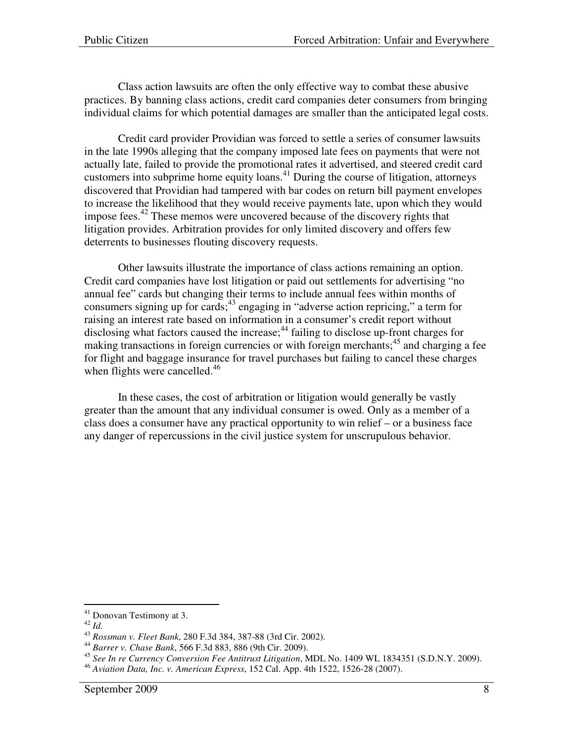Class action lawsuits are often the only effective way to combat these abusive practices. By banning class actions, credit card companies deter consumers from bringing individual claims for which potential damages are smaller than the anticipated legal costs.

Credit card provider Providian was forced to settle a series of consumer lawsuits in the late 1990s alleging that the company imposed late fees on payments that were not actually late, failed to provide the promotional rates it advertised, and steered credit card customers into subprime home equity loans.[41] During the course of litigation, attorneys discovered that Providian had tampered with bar codes on return bill payment envelopes to increase the likelihood that they would receive payments late, upon which they would impose fees.[42] These memos were uncovered because of the discovery rights that litigation provides. Arbitration provides for only limited discovery and offers few deterrents to businesses flouting discovery requests.

Other lawsuits illustrate the importance of class actions remaining an option. Credit card companies have lost litigation or paid out settlements for advertising "no annual fee" cards but changing their terms to include annual fees within months of consumers signing up for cards;[43] engaging in "adverse action repricing," a term for raising an interest rate based on information in a consumer's credit report without disclosing what factors caused the increase;[44] failing to disclose up-front charges for making transactions in foreign currencies or with foreign merchants;[45] and charging a fee for flight and baggage insurance for travel purchases but failing to cancel these charges when flights were cancelled.[46]

In these cases, the cost of arbitration or litigation would generally be vastly greater than the amount that any individual consumer is owed. Only as a member of a class does a consumer have any practical opportunity to win relief – or a business face any danger of repercussions in the civil justice system for unscrupulous behavior.

---

[41] Donovan Testimony at 3.

[42] *Id.*

[43] *Rossman v. Fleet Bank*, 280 F.3d 384, 387-88 (3rd Cir. 2002).

[44] *Barrer v. Chase Bank*, 566 F.3d 883, 886 (9th Cir. 2009).

[45] *See In re Currency Conversion Fee Antitrust Litigation*, MDL No. 1409 WL 1834351 (S.D.N.Y. 2009).

[46] *Aviation Data, Inc. v. American Express*, 152 Cal. App. 4th 1522, 1526-28 (2007).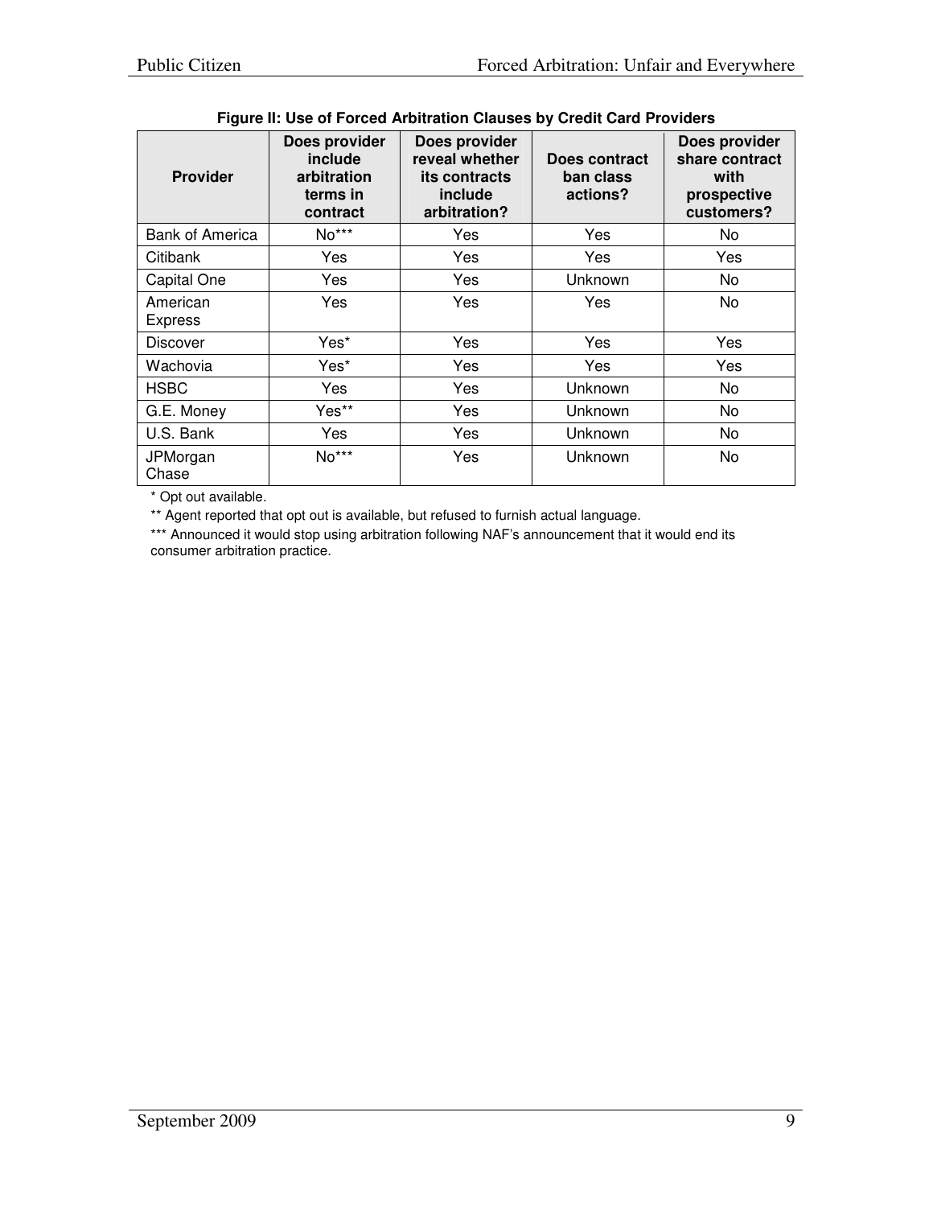**Figure II: Use of Forced Arbitration Clauses by Credit Card Providers**

| Provider | Does provider include arbitration terms in contract | Does provider reveal whether its contracts include arbitration? | Does contract ban class actions? | Does provider share contract with prospective customers? |
|---|---|---|---|---|
| Bank of America | No*** | Yes | Yes | No |
| Citibank | Yes | Yes | Yes | Yes |
| Capital One | Yes | Yes | Unknown | No |
| American Express | Yes | Yes | Yes | No |
| Discover | Yes* | Yes | Yes | Yes |
| Wachovia | Yes* | Yes | Yes | Yes |
| HSBC | Yes | Yes | Unknown | No |
| G.E. Money | Yes** | Yes | Unknown | No |
| U.S. Bank | Yes | Yes | Unknown | No |
| JPMorgan Chase | No*** | Yes | Unknown | No |

* Opt out available.

** Agent reported that opt out is available, but refused to furnish actual language.

*** Announced it would stop using arbitration following NAF's announcement that it would end its consumer arbitration practice.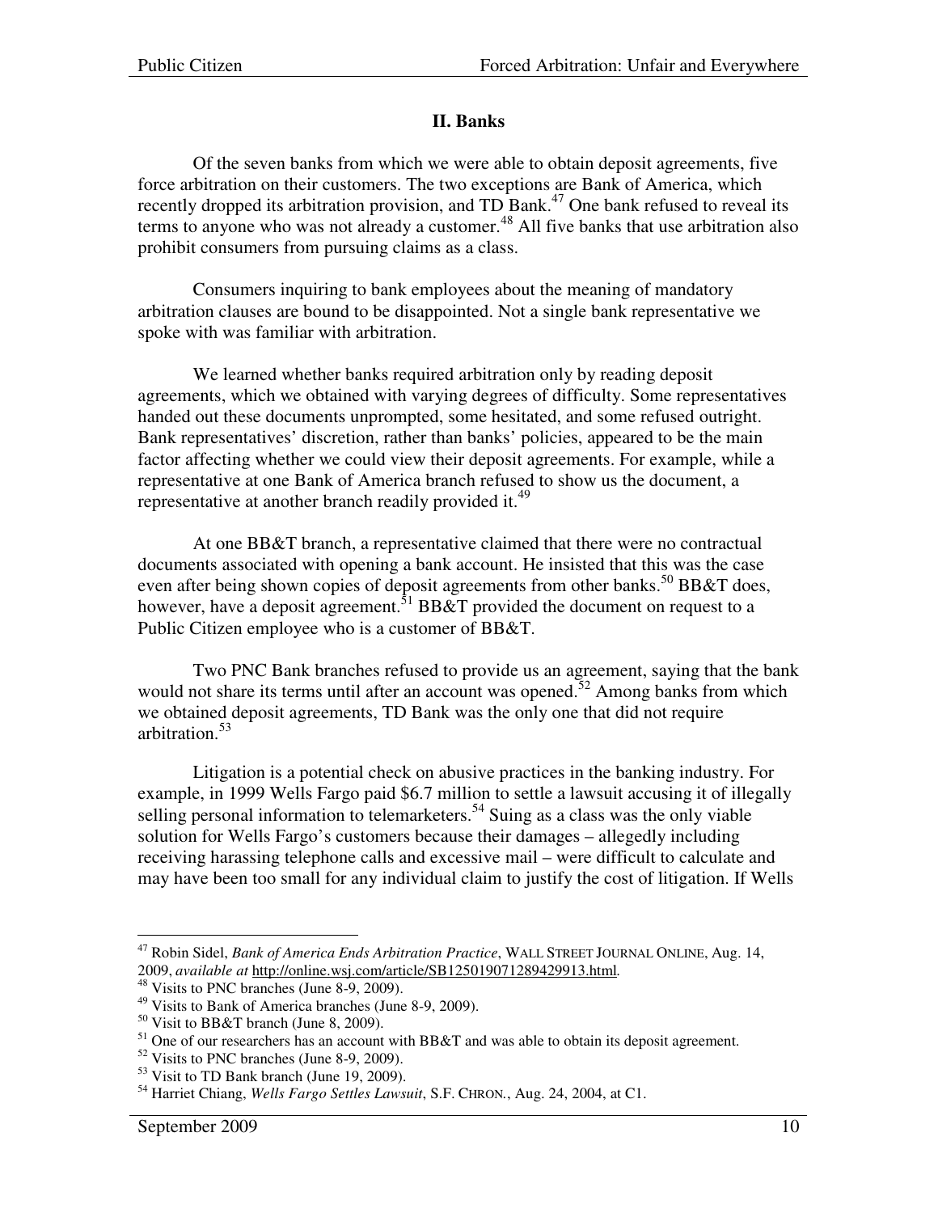## II. Banks

Of the seven banks from which we were able to obtain deposit agreements, five force arbitration on their customers. The two exceptions are Bank of America, which recently dropped its arbitration provision, and TD Bank.[47] One bank refused to reveal its terms to anyone who was not already a customer.[48] All five banks that use arbitration also prohibit consumers from pursuing claims as a class.

Consumers inquiring to bank employees about the meaning of mandatory arbitration clauses are bound to be disappointed. Not a single bank representative we spoke with was familiar with arbitration.

We learned whether banks required arbitration only by reading deposit agreements, which we obtained with varying degrees of difficulty. Some representatives handed out these documents unprompted, some hesitated, and some refused outright. Bank representatives' discretion, rather than banks' policies, appeared to be the main factor affecting whether we could view their deposit agreements. For example, while a representative at one Bank of America branch refused to show us the document, a representative at another branch readily provided it.[49]

At one BB&T branch, a representative claimed that there were no contractual documents associated with opening a bank account. He insisted that this was the case even after being shown copies of deposit agreements from other banks.[50] BB&T does, however, have a deposit agreement.[51] BB&T provided the document on request to a Public Citizen employee who is a customer of BB&T.

Two PNC Bank branches refused to provide us an agreement, saying that the bank would not share its terms until after an account was opened.[52] Among banks from which we obtained deposit agreements, TD Bank was the only one that did not require arbitration.[53]

Litigation is a potential check on abusive practices in the banking industry. For example, in 1999 Wells Fargo paid $6.7 million to settle a lawsuit accusing it of illegally selling personal information to telemarketers.[54] Suing as a class was the only viable solution for Wells Fargo's customers because their damages – allegedly including receiving harassing telephone calls and excessive mail – were difficult to calculate and may have been too small for any individual claim to justify the cost of litigation. If Wells

---

[47] Robin Sidel, *Bank of America Ends Arbitration Practice*, WALL STREET JOURNAL ONLINE, Aug. 14, 2009, *available at* http://online.wsj.com/article/SB125019071289429913.html.

[48] Visits to PNC branches (June 8-9, 2009).

[49] Visits to Bank of America branches (June 8-9, 2009).

[50] Visit to BB&T branch (June 8, 2009).

[51] One of our researchers has an account with BB&T and was able to obtain its deposit agreement.

[52] Visits to PNC branches (June 8-9, 2009).

[53] Visit to TD Bank branch (June 19, 2009).

[54] Harriet Chiang, *Wells Fargo Settles Lawsuit*, S.F. CHRON., Aug. 24, 2004, at C1.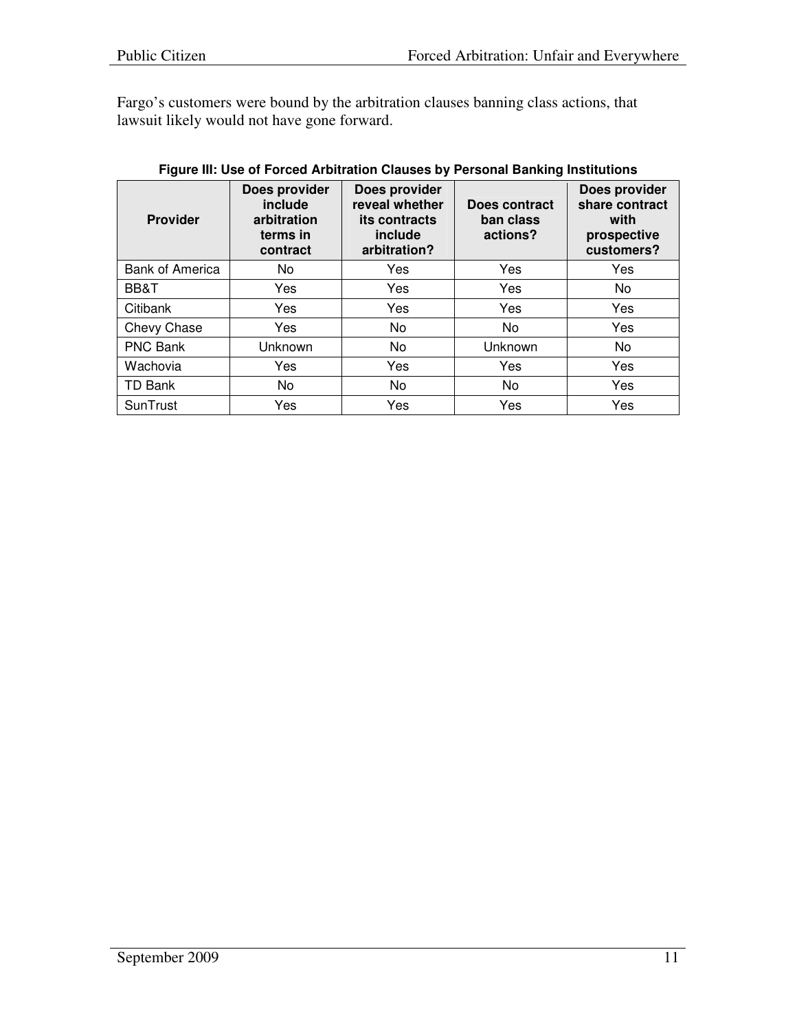Fargo's customers were bound by the arbitration clauses banning class actions, that lawsuit likely would not have gone forward.

**Figure III: Use of Forced Arbitration Clauses by Personal Banking Institutions**

| Provider | Does provider include arbitration terms in contract | Does provider reveal whether its contracts include arbitration? | Does contract ban class actions? | Does provider share contract with prospective customers? |
|---|---|---|---|---|
| Bank of America | No | Yes | Yes | Yes |
| BB&T | Yes | Yes | Yes | No |
| Citibank | Yes | Yes | Yes | Yes |
| Chevy Chase | Yes | No | No | Yes |
| PNC Bank | Unknown | No | Unknown | No |
| Wachovia | Yes | Yes | Yes | Yes |
| TD Bank | No | No | No | Yes |
| SunTrust | Yes | Yes | Yes | Yes |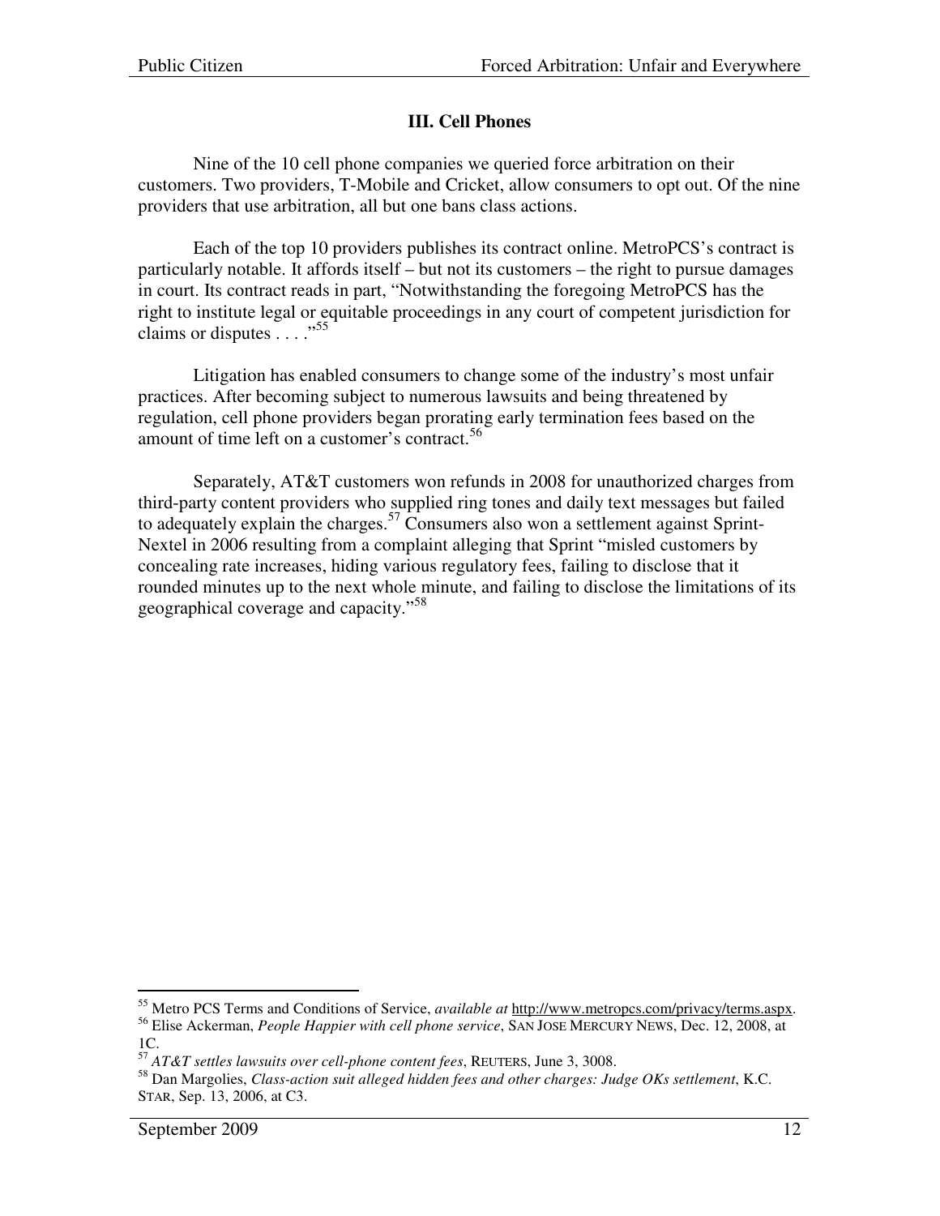### III. Cell Phones

Nine of the 10 cell phone companies we queried force arbitration on their customers. Two providers, T-Mobile and Cricket, allow consumers to opt out. Of the nine providers that use arbitration, all but one bans class actions.

Each of the top 10 providers publishes its contract online. MetroPCS's contract is particularly notable. It affords itself – but not its customers – the right to pursue damages in court. Its contract reads in part, "Notwithstanding the foregoing MetroPCS has the right to institute legal or equitable proceedings in any court of competent jurisdiction for claims or disputes . . . ."[55]

Litigation has enabled consumers to change some of the industry's most unfair practices. After becoming subject to numerous lawsuits and being threatened by regulation, cell phone providers began prorating early termination fees based on the amount of time left on a customer's contract.[56]

Separately, AT&T customers won refunds in 2008 for unauthorized charges from third-party content providers who supplied ring tones and daily text messages but failed to adequately explain the charges.[57] Consumers also won a settlement against Sprint-Nextel in 2006 resulting from a complaint alleging that Sprint "misled customers by concealing rate increases, hiding various regulatory fees, failing to disclose that it rounded minutes up to the next whole minute, and failing to disclose the limitations of its geographical coverage and capacity."[58]

---

[55] Metro PCS Terms and Conditions of Service, *available at* http://www.metropcs.com/privacy/terms.aspx.

[56] Elise Ackerman, *People Happier with cell phone service*, SAN JOSE MERCURY NEWS, Dec. 12, 2008, at 1C.

[57] *AT&T settles lawsuits over cell-phone content fees*, REUTERS, June 3, 3008.

[58] Dan Margolies, *Class-action suit alleged hidden fees and other charges: Judge OKs settlement*, K.C. STAR, Sep. 13, 2006, at C3.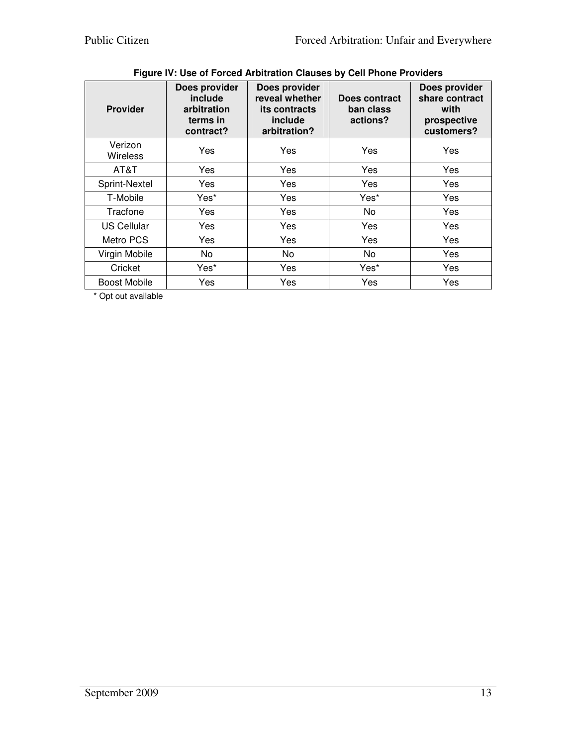**Figure IV: Use of Forced Arbitration Clauses by Cell Phone Providers**

| Provider | Does provider include arbitration terms in contract? | Does provider reveal whether its contracts include arbitration? | Does contract ban class actions? | Does provider share contract with prospective customers? |
|---|---|---|---|---|
| Verizon Wireless | Yes | Yes | Yes | Yes |
| AT&T | Yes | Yes | Yes | Yes |
| Sprint-Nextel | Yes | Yes | Yes | Yes |
| T-Mobile | Yes* | Yes | Yes* | Yes |
| Tracfone | Yes | Yes | No | Yes |
| US Cellular | Yes | Yes | Yes | Yes |
| Metro PCS | Yes | Yes | Yes | Yes |
| Virgin Mobile | No | No | No | Yes |
| Cricket | Yes* | Yes | Yes* | Yes |
| Boost Mobile | Yes | Yes | Yes | Yes |

* Opt out available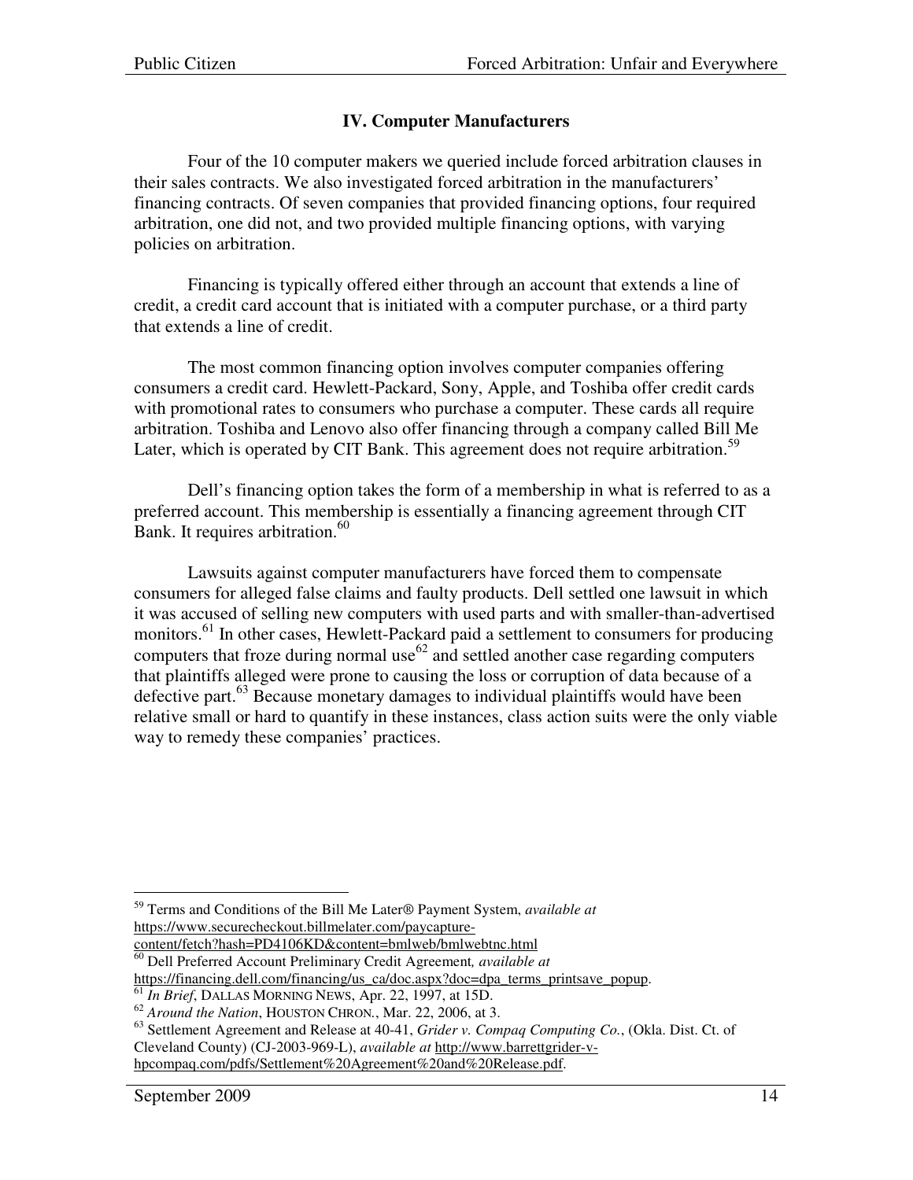## IV. Computer Manufacturers

Four of the 10 computer makers we queried include forced arbitration clauses in their sales contracts. We also investigated forced arbitration in the manufacturers' financing contracts. Of seven companies that provided financing options, four required arbitration, one did not, and two provided multiple financing options, with varying policies on arbitration.

Financing is typically offered either through an account that extends a line of credit, a credit card account that is initiated with a computer purchase, or a third party that extends a line of credit.

The most common financing option involves computer companies offering consumers a credit card. Hewlett-Packard, Sony, Apple, and Toshiba offer credit cards with promotional rates to consumers who purchase a computer. These cards all require arbitration. Toshiba and Lenovo also offer financing through a company called Bill Me Later, which is operated by CIT Bank. This agreement does not require arbitration.[59]

Dell's financing option takes the form of a membership in what is referred to as a preferred account. This membership is essentially a financing agreement through CIT Bank. It requires arbitration.[60]

Lawsuits against computer manufacturers have forced them to compensate consumers for alleged false claims and faulty products. Dell settled one lawsuit in which it was accused of selling new computers with used parts and with smaller-than-advertised monitors.[61] In other cases, Hewlett-Packard paid a settlement to consumers for producing computers that froze during normal use[62] and settled another case regarding computers that plaintiffs alleged were prone to causing the loss or corruption of data because of a defective part.[63] Because monetary damages to individual plaintiffs would have been relative small or hard to quantify in these instances, class action suits were the only viable way to remedy these companies' practices.

---

[59] Terms and Conditions of the Bill Me Later® Payment System, *available at* https://www.securecheckout.billmelater.com/paycapture-content/fetch?hash=PD4106KD&content=bmlweb/bmlwebtnc.html

[60] Dell Preferred Account Preliminary Credit Agreement*, available at* https://financing.dell.com/financing/us_ca/doc.aspx?doc=dpa_terms_printsave_popup.

[61] *In Brief*, DALLAS MORNING NEWS, Apr. 22, 1997, at 15D.

[62] *Around the Nation*, HOUSTON CHRON., Mar. 22, 2006, at 3.

[63] Settlement Agreement and Release at 40-41, *Grider v. Compaq Computing Co.*, (Okla. Dist. Ct. of Cleveland County) (CJ-2003-969-L), *available at* http://www.barrettgrider-v-hpcompaq.com/pdfs/Settlement%20Agreement%20and%20Release.pdf.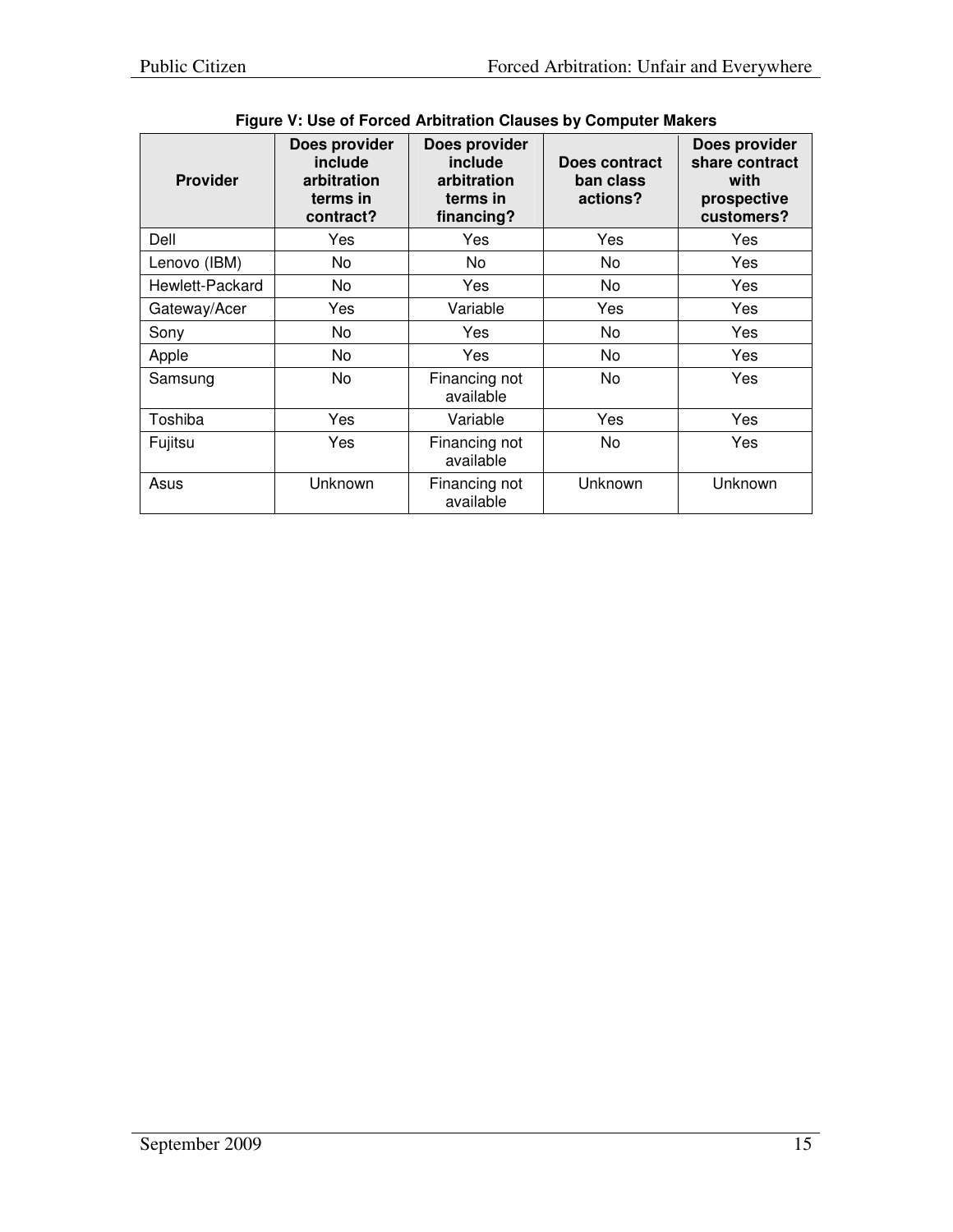**Figure V: Use of Forced Arbitration Clauses by Computer Makers**

| Provider | Does provider include arbitration terms in contract? | Does provider include arbitration terms in financing? | Does contract ban class actions? | Does provider share contract with prospective customers? |
|---|---|---|---|---|
| Dell | Yes | Yes | Yes | Yes |
| Lenovo (IBM) | No | No | No | Yes |
| Hewlett-Packard | No | Yes | No | Yes |
| Gateway/Acer | Yes | Variable | Yes | Yes |
| Sony | No | Yes | No | Yes |
| Apple | No | Yes | No | Yes |
| Samsung | No | Financing not available | No | Yes |
| Toshiba | Yes | Variable | Yes | Yes |
| Fujitsu | Yes | Financing not available | No | Yes |
| Asus | Unknown | Financing not available | Unknown | Unknown |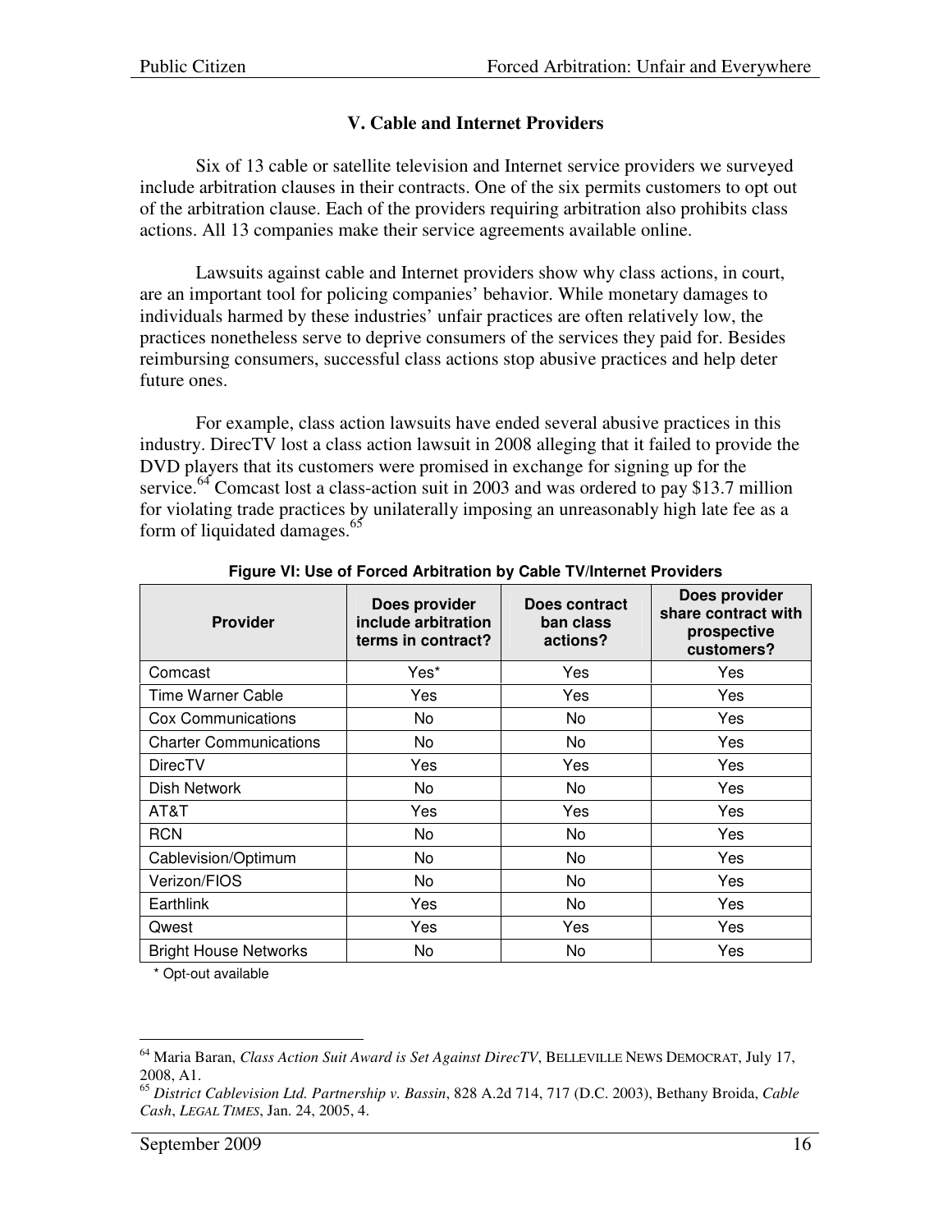## V. Cable and Internet Providers

Six of 13 cable or satellite television and Internet service providers we surveyed include arbitration clauses in their contracts. One of the six permits customers to opt out of the arbitration clause. Each of the providers requiring arbitration also prohibits class actions. All 13 companies make their service agreements available online.

Lawsuits against cable and Internet providers show why class actions, in court, are an important tool for policing companies' behavior. While monetary damages to individuals harmed by these industries' unfair practices are often relatively low, the practices nonetheless serve to deprive consumers of the services they paid for. Besides reimbursing consumers, successful class actions stop abusive practices and help deter future ones.

For example, class action lawsuits have ended several abusive practices in this industry. DirecTV lost a class action lawsuit in 2008 alleging that it failed to provide the DVD players that its customers were promised in exchange for signing up for the service.[64] Comcast lost a class-action suit in 2003 and was ordered to pay $13.7 million for violating trade practices by unilaterally imposing an unreasonably high late fee as a form of liquidated damages.[65]

**Figure VI: Use of Forced Arbitration by Cable TV/Internet Providers**

| Provider | Does provider include arbitration terms in contract? | Does contract ban class actions? | Does provider share contract with prospective customers? |
|---|---|---|---|
| Comcast | Yes* | Yes | Yes |
| Time Warner Cable | Yes | Yes | Yes |
| Cox Communications | No | No | Yes |
| Charter Communications | No | No | Yes |
| DirecTV | Yes | Yes | Yes |
| Dish Network | No | No | Yes |
| AT&T | Yes | Yes | Yes |
| RCN | No | No | Yes |
| Cablevision/Optimum | No | No | Yes |
| Verizon/FIOS | No | No | Yes |
| Earthlink | Yes | No | Yes |
| Qwest | Yes | Yes | Yes |
| Bright House Networks | No | No | Yes |

* Opt-out available

---

[64] Maria Baran, *Class Action Suit Award is Set Against DirecTV*, BELLEVILLE NEWS DEMOCRAT, July 17, 2008, A1.

[65] *District Cablevision Ltd. Partnership v. Bassin*, 828 A.2d 714, 717 (D.C. 2003), Bethany Broida, *Cable Cash*, *LEGAL TIMES*, Jan. 24, 2005, 4.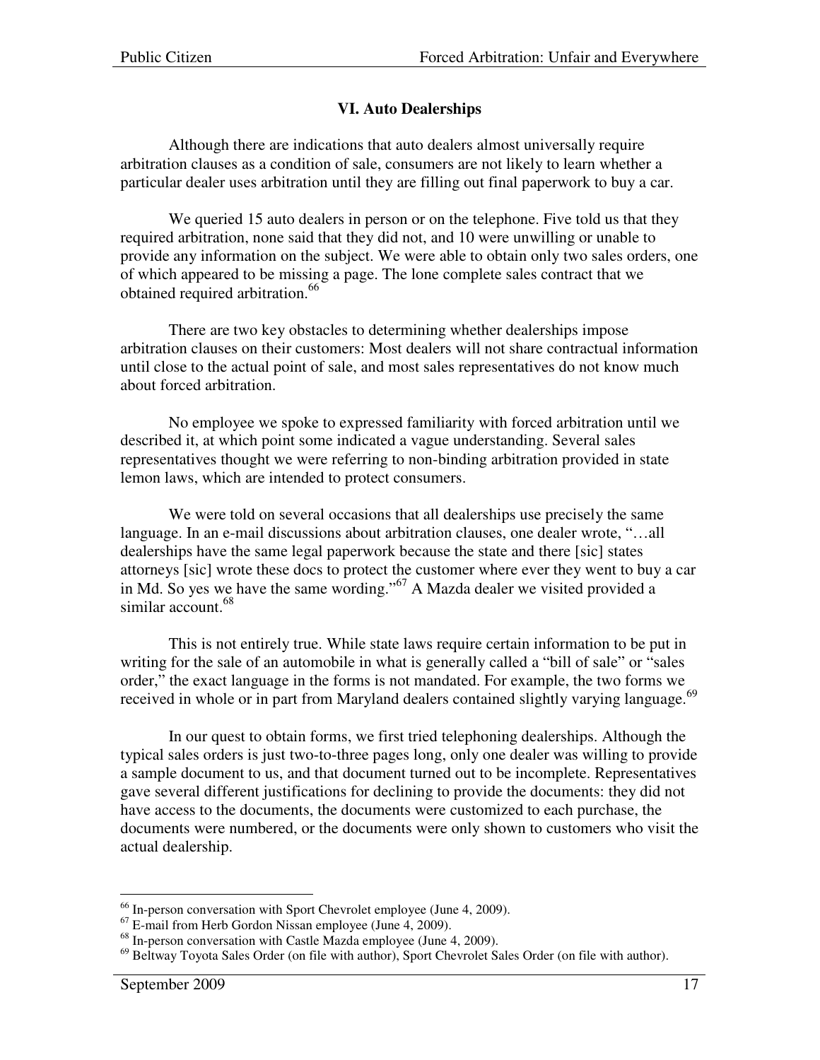## VI. Auto Dealerships

Although there are indications that auto dealers almost universally require arbitration clauses as a condition of sale, consumers are not likely to learn whether a particular dealer uses arbitration until they are filling out final paperwork to buy a car.

We queried 15 auto dealers in person or on the telephone. Five told us that they required arbitration, none said that they did not, and 10 were unwilling or unable to provide any information on the subject. We were able to obtain only two sales orders, one of which appeared to be missing a page. The lone complete sales contract that we obtained required arbitration.[66]

There are two key obstacles to determining whether dealerships impose arbitration clauses on their customers: Most dealers will not share contractual information until close to the actual point of sale, and most sales representatives do not know much about forced arbitration.

No employee we spoke to expressed familiarity with forced arbitration until we described it, at which point some indicated a vague understanding. Several sales representatives thought we were referring to non-binding arbitration provided in state lemon laws, which are intended to protect consumers.

We were told on several occasions that all dealerships use precisely the same language. In an e-mail discussions about arbitration clauses, one dealer wrote, "…all dealerships have the same legal paperwork because the state and there [sic] states attorneys [sic] wrote these docs to protect the customer where ever they went to buy a car in Md. So yes we have the same wording."[67] A Mazda dealer we visited provided a similar account.[68]

This is not entirely true. While state laws require certain information to be put in writing for the sale of an automobile in what is generally called a "bill of sale" or "sales order," the exact language in the forms is not mandated. For example, the two forms we received in whole or in part from Maryland dealers contained slightly varying language.[69]

In our quest to obtain forms, we first tried telephoning dealerships. Although the typical sales orders is just two-to-three pages long, only one dealer was willing to provide a sample document to us, and that document turned out to be incomplete. Representatives gave several different justifications for declining to provide the documents: they did not have access to the documents, the documents were customized to each purchase, the documents were numbered, or the documents were only shown to customers who visit the actual dealership.

---

[66] In-person conversation with Sport Chevrolet employee (June 4, 2009).
[67] E-mail from Herb Gordon Nissan employee (June 4, 2009).
[68] In-person conversation with Castle Mazda employee (June 4, 2009).
[69] Beltway Toyota Sales Order (on file with author), Sport Chevrolet Sales Order (on file with author).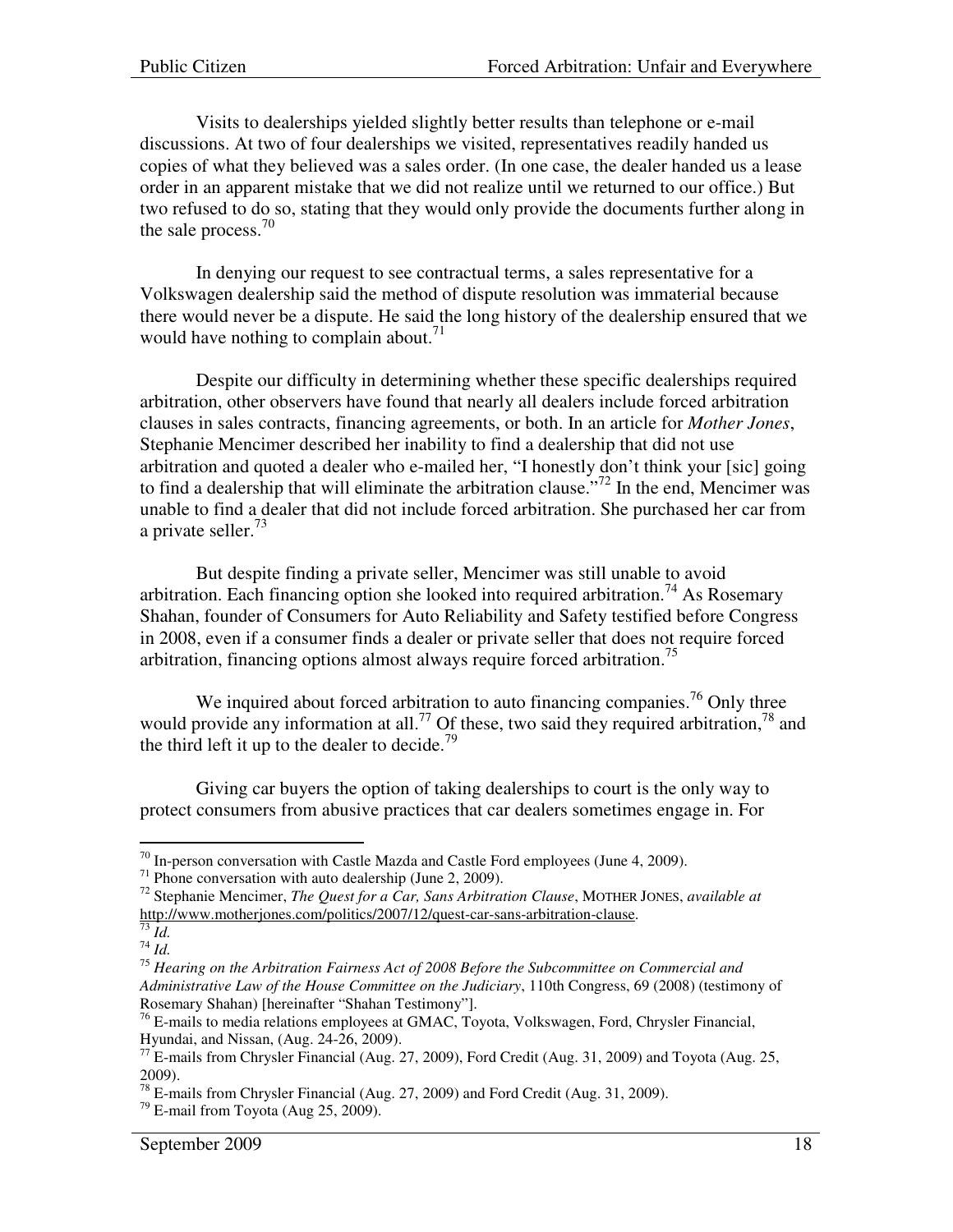Visits to dealerships yielded slightly better results than telephone or e-mail discussions. At two of four dealerships we visited, representatives readily handed us copies of what they believed was a sales order. (In one case, the dealer handed us a lease order in an apparent mistake that we did not realize until we returned to our office.) But two refused to do so, stating that they would only provide the documents further along in the sale process.[70]

In denying our request to see contractual terms, a sales representative for a Volkswagen dealership said the method of dispute resolution was immaterial because there would never be a dispute. He said the long history of the dealership ensured that we would have nothing to complain about.[71]

Despite our difficulty in determining whether these specific dealerships required arbitration, other observers have found that nearly all dealers include forced arbitration clauses in sales contracts, financing agreements, or both. In an article for *Mother Jones*, Stephanie Mencimer described her inability to find a dealership that did not use arbitration and quoted a dealer who e-mailed her, "I honestly don't think your [sic] going to find a dealership that will eliminate the arbitration clause."[72] In the end, Mencimer was unable to find a dealer that did not include forced arbitration. She purchased her car from a private seller.[73]

But despite finding a private seller, Mencimer was still unable to avoid arbitration. Each financing option she looked into required arbitration.[74] As Rosemary Shahan, founder of Consumers for Auto Reliability and Safety testified before Congress in 2008, even if a consumer finds a dealer or private seller that does not require forced arbitration, financing options almost always require forced arbitration.[75]

We inquired about forced arbitration to auto financing companies.[76] Only three would provide any information at all.[77] Of these, two said they required arbitration,[78] and the third left it up to the dealer to decide.[79]

Giving car buyers the option of taking dealerships to court is the only way to protect consumers from abusive practices that car dealers sometimes engage in. For

---

[70] In-person conversation with Castle Mazda and Castle Ford employees (June 4, 2009).

[71] Phone conversation with auto dealership (June 2, 2009).

[72] Stephanie Mencimer, *The Quest for a Car, Sans Arbitration Clause*, MOTHER JONES, *available at* http://www.motherjones.com/politics/2007/12/quest-car-sans-arbitration-clause.

[73] *Id.*

[74] *Id.*

[75] *Hearing on the Arbitration Fairness Act of 2008 Before the Subcommittee on Commercial and Administrative Law of the House Committee on the Judiciary*, 110th Congress, 69 (2008) (testimony of Rosemary Shahan) [hereinafter "Shahan Testimony"].

[76] E-mails to media relations employees at GMAC, Toyota, Volkswagen, Ford, Chrysler Financial, Hyundai, and Nissan, (Aug. 24-26, 2009).

[77] E-mails from Chrysler Financial (Aug. 27, 2009), Ford Credit (Aug. 31, 2009) and Toyota (Aug. 25, 2009).

[78] E-mails from Chrysler Financial (Aug. 27, 2009) and Ford Credit (Aug. 31, 2009).

[79] E-mail from Toyota (Aug 25, 2009).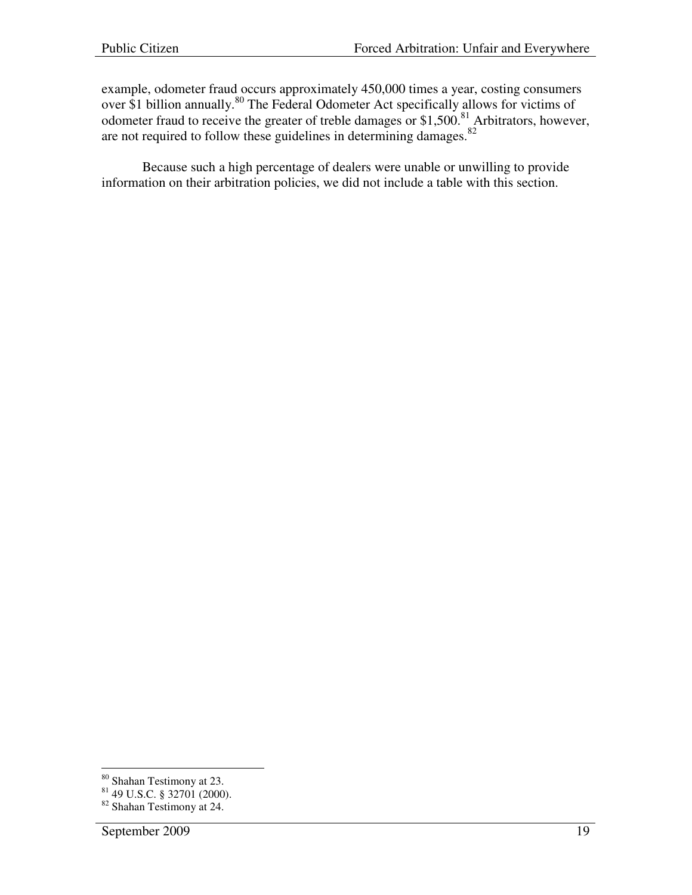example, odometer fraud occurs approximately 450,000 times a year, costing consumers over $1 billion annually.[80] The Federal Odometer Act specifically allows for victims of odometer fraud to receive the greater of treble damages or $1,500.[81] Arbitrators, however, are not required to follow these guidelines in determining damages.[82]

Because such a high percentage of dealers were unable or unwilling to provide information on their arbitration policies, we did not include a table with this section.

---

[80] Shahan Testimony at 23.

[81] 49 U.S.C. § 32701 (2000).

[82] Shahan Testimony at 24.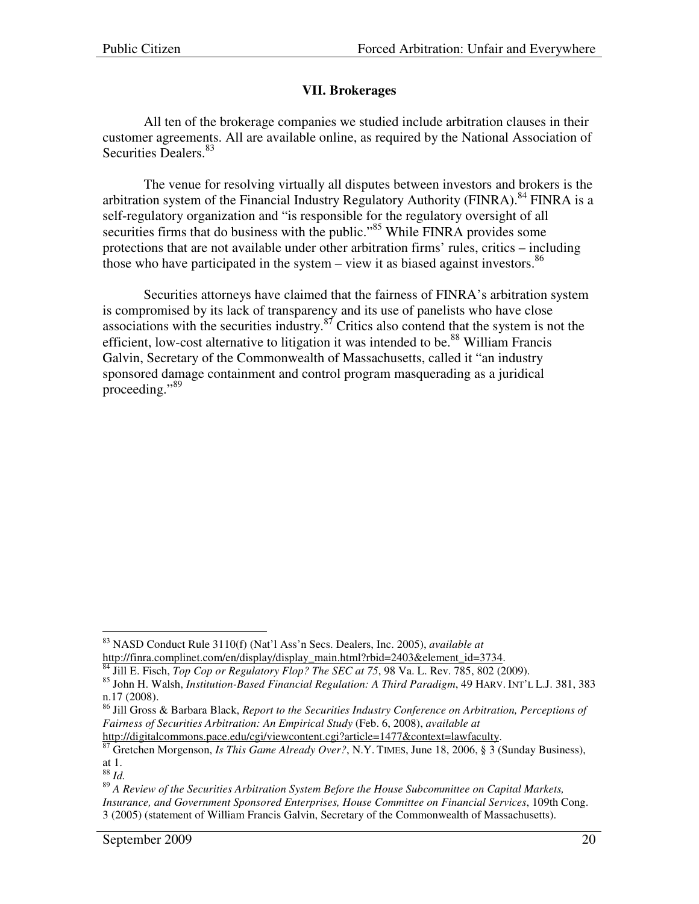### VII. Brokerages

All ten of the brokerage companies we studied include arbitration clauses in their customer agreements. All are available online, as required by the National Association of Securities Dealers.[83]

The venue for resolving virtually all disputes between investors and brokers is the arbitration system of the Financial Industry Regulatory Authority (FINRA).[84] FINRA is a self-regulatory organization and "is responsible for the regulatory oversight of all securities firms that do business with the public."[85] While FINRA provides some protections that are not available under other arbitration firms' rules, critics – including those who have participated in the system – view it as biased against investors.[86]

Securities attorneys have claimed that the fairness of FINRA's arbitration system is compromised by its lack of transparency and its use of panelists who have close associations with the securities industry.[87] Critics also contend that the system is not the efficient, low-cost alternative to litigation it was intended to be.[88] William Francis Galvin, Secretary of the Commonwealth of Massachusetts, called it "an industry sponsored damage containment and control program masquerading as a juridical proceeding."[89]

---

[83] NASD Conduct Rule 3110(f) (Nat'l Ass'n Secs. Dealers, Inc. 2005), *available at* http://finra.complinet.com/en/display/display_main.html?rbid=2403&element_id=3734.

[84] Jill E. Fisch, *Top Cop or Regulatory Flop? The SEC at 75*, 98 Va. L. Rev. 785, 802 (2009).

[85] John H. Walsh, *Institution-Based Financial Regulation: A Third Paradigm*, 49 HARV. INT'L L.J. 381, 383 n.17 (2008).

[86] Jill Gross & Barbara Black, *Report to the Securities Industry Conference on Arbitration, Perceptions of Fairness of Securities Arbitration: An Empirical Study* (Feb. 6, 2008), *available at* http://digitalcommons.pace.edu/cgi/viewcontent.cgi?article=1477&context=lawfaculty.

[87] Gretchen Morgenson, *Is This Game Already Over?*, N.Y. TIMES, June 18, 2006, § 3 (Sunday Business), at 1.

[88] *Id.*

[89] *A Review of the Securities Arbitration System Before the House Subcommittee on Capital Markets, Insurance, and Government Sponsored Enterprises, House Committee on Financial Services*, 109th Cong. 3 (2005) (statement of William Francis Galvin, Secretary of the Commonwealth of Massachusetts).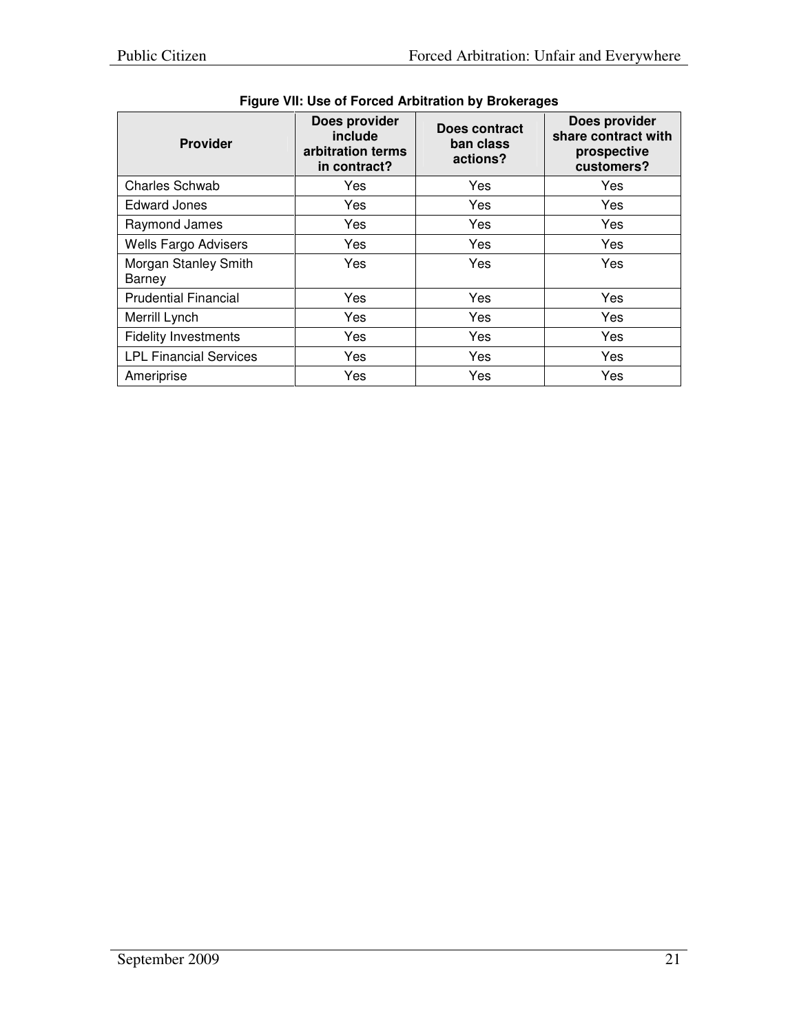**Figure VII: Use of Forced Arbitration by Brokerages**

| Provider | Does provider include arbitration terms in contract? | Does contract ban class actions? | Does provider share contract with prospective customers? |
|---|---|---|---|
| Charles Schwab | Yes | Yes | Yes |
| Edward Jones | Yes | Yes | Yes |
| Raymond James | Yes | Yes | Yes |
| Wells Fargo Advisers | Yes | Yes | Yes |
| Morgan Stanley Smith Barney | Yes | Yes | Yes |
| Prudential Financial | Yes | Yes | Yes |
| Merrill Lynch | Yes | Yes | Yes |
| Fidelity Investments | Yes | Yes | Yes |
| LPL Financial Services | Yes | Yes | Yes |
| Ameriprise | Yes | Yes | Yes |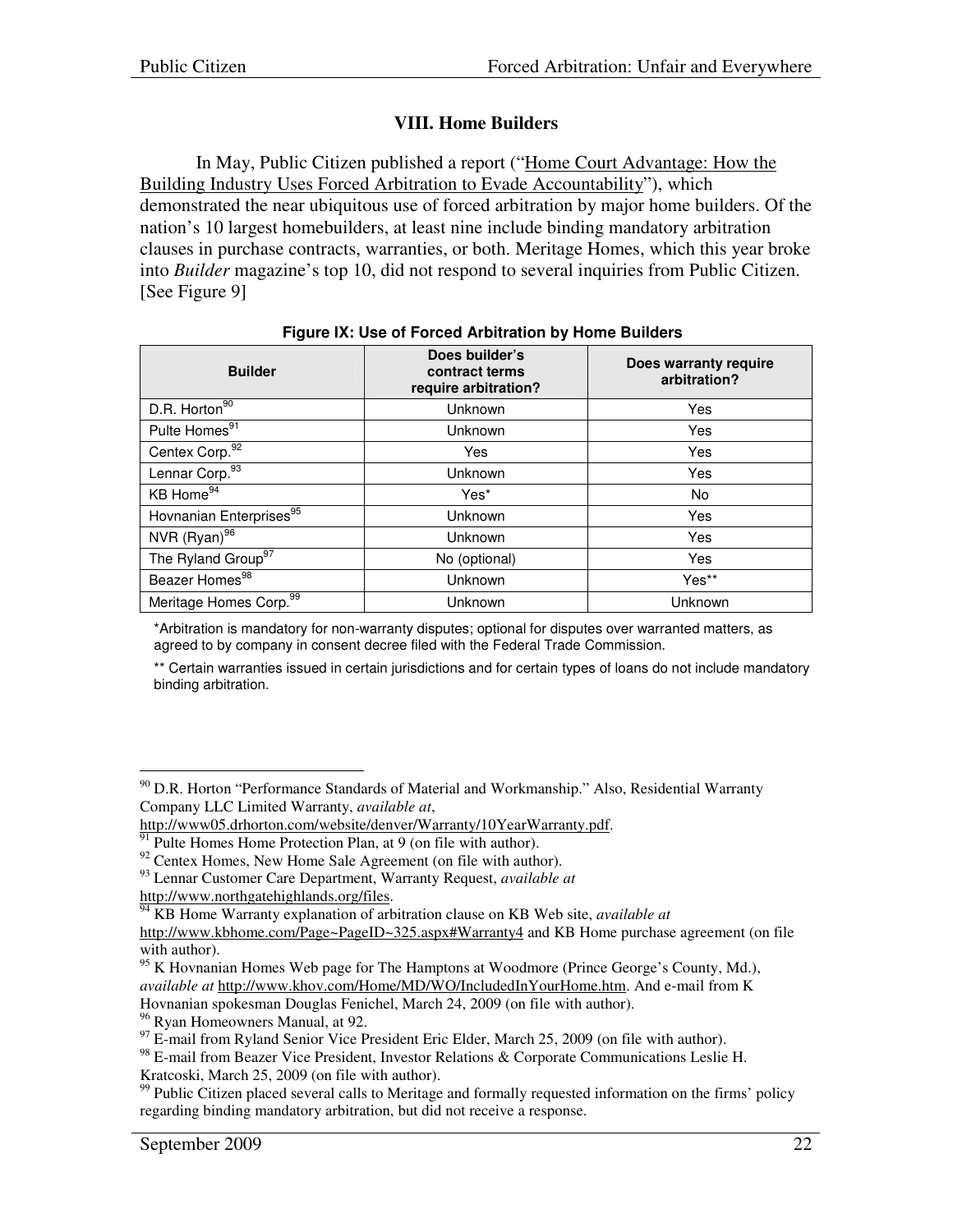## VIII. Home Builders

In May, Public Citizen published a report ("Home Court Advantage: How the Building Industry Uses Forced Arbitration to Evade Accountability"), which demonstrated the near ubiquitous use of forced arbitration by major home builders. Of the nation's 10 largest homebuilders, at least nine include binding mandatory arbitration clauses in purchase contracts, warranties, or both. Meritage Homes, which this year broke into *Builder* magazine's top 10, did not respond to several inquiries from Public Citizen. [See Figure 9]

**Figure IX: Use of Forced Arbitration by Home Builders**

| Builder | Does builder's contract terms require arbitration? | Does warranty require arbitration? |
|---|---|---|
| D.R. Horton[90] | Unknown | Yes |
| Pulte Homes[91] | Unknown | Yes |
| Centex Corp.[92] | Yes | Yes |
| Lennar Corp.[93] | Unknown | Yes |
| KB Home[94] | Yes* | No |
| Hovnanian Enterprises[95] | Unknown | Yes |
| NVR (Ryan)[96] | Unknown | Yes |
| The Ryland Group[97] | No (optional) | Yes |
| Beazer Homes[98] | Unknown | Yes** |
| Meritage Homes Corp.[99] | Unknown | Unknown |

*Arbitration is mandatory for non-warranty disputes; optional for disputes over warranted matters, as agreed to by company in consent decree filed with the Federal Trade Commission.

** Certain warranties issued in certain jurisdictions and for certain types of loans do not include mandatory binding arbitration.

---

[90] D.R. Horton "Performance Standards of Material and Workmanship." Also, Residential Warranty Company LLC Limited Warranty, *available at*, http://www05.drhorton.com/website/denver/Warranty/10YearWarranty.pdf.

[91] Pulte Homes Home Protection Plan, at 9 (on file with author).

[92] Centex Homes, New Home Sale Agreement (on file with author).

[93] Lennar Customer Care Department, Warranty Request, *available at* http://www.northgatehighlands.org/files.

[94] KB Home Warranty explanation of arbitration clause on KB Web site, *available at* http://www.kbhome.com/Page~PageID~325.aspx#Warranty4 and KB Home purchase agreement (on file with author).

[95] K Hovnanian Homes Web page for The Hamptons at Woodmore (Prince George's County, Md.), *available at* http://www.khov.com/Home/MD/WO/IncludedInYourHome.htm. And e-mail from K Hovnanian spokesman Douglas Fenichel, March 24, 2009 (on file with author).

[96] Ryan Homeowners Manual, at 92.

[97] E-mail from Ryland Senior Vice President Eric Elder, March 25, 2009 (on file with author).

[98] E-mail from Beazer Vice President, Investor Relations & Corporate Communications Leslie H. Kratcoski, March 25, 2009 (on file with author).

[99] Public Citizen placed several calls to Meritage and formally requested information on the firms' policy regarding binding mandatory arbitration, but did not receive a response.